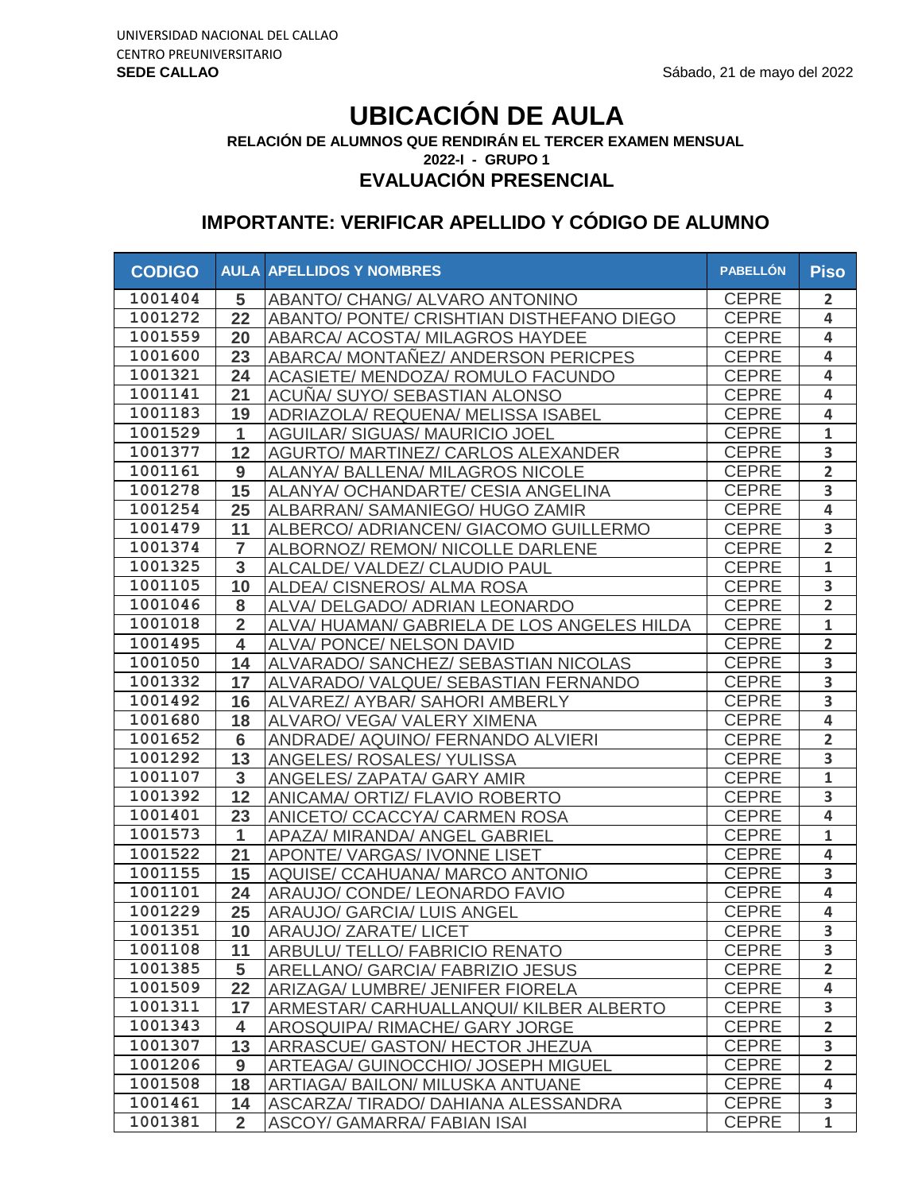UNIVERSIDAD NACIONAL DEL CALLAO
CENTRO PREUNIVERSITARIO
**SEDE CALLAO**

Sábado, 21 de mayo del 2022

# UBICACIÓN DE AULA

**RELACIÓN DE ALUMNOS QUE RENDIRÁN EL TERCER EXAMEN MENSUAL**

**2022-I - GRUPO 1**

## EVALUACIÓN PRESENCIAL

## IMPORTANTE: VERIFICAR APELLIDO Y CÓDIGO DE ALUMNO

| CODIGO | AULA | APELLIDOS Y NOMBRES | PABELLÓN | Piso |
|---|---|---|---|---|
| 1001404 | 5 | ABANTO/ CHANG/ ALVARO ANTONINO | CEPRE | 2 |
| 1001272 | 22 | ABANTO/ PONTE/ CRISHTIAN DISTHEFANO DIEGO | CEPRE | 4 |
| 1001559 | 20 | ABARCA/ ACOSTA/ MILAGROS HAYDEE | CEPRE | 4 |
| 1001600 | 23 | ABARCA/ MONTAÑEZ/ ANDERSON PERICPES | CEPRE | 4 |
| 1001321 | 24 | ACASIETE/ MENDOZA/ ROMULO FACUNDO | CEPRE | 4 |
| 1001141 | 21 | ACUÑA/ SUYO/ SEBASTIAN ALONSO | CEPRE | 4 |
| 1001183 | 19 | ADRIAZOLA/ REQUENA/ MELISSA ISABEL | CEPRE | 4 |
| 1001529 | 1 | AGUILAR/ SIGUAS/ MAURICIO JOEL | CEPRE | 1 |
| 1001377 | 12 | AGURTO/ MARTINEZ/ CARLOS ALEXANDER | CEPRE | 3 |
| 1001161 | 9 | ALANYA/ BALLENA/ MILAGROS NICOLE | CEPRE | 2 |
| 1001278 | 15 | ALANYA/ OCHANDARTE/ CESIA ANGELINA | CEPRE | 3 |
| 1001254 | 25 | ALBARRAN/ SAMANIEGO/ HUGO ZAMIR | CEPRE | 4 |
| 1001479 | 11 | ALBERCO/ ADRIANCEN/ GIACOMO GUILLERMO | CEPRE | 3 |
| 1001374 | 7 | ALBORNOZ/ REMON/ NICOLLE DARLENE | CEPRE | 2 |
| 1001325 | 3 | ALCALDE/ VALDEZ/ CLAUDIO PAUL | CEPRE | 1 |
| 1001105 | 10 | ALDEA/ CISNEROS/ ALMA ROSA | CEPRE | 3 |
| 1001046 | 8 | ALVA/ DELGADO/ ADRIAN LEONARDO | CEPRE | 2 |
| 1001018 | 2 | ALVA/ HUAMAN/ GABRIELA DE LOS ANGELES HILDA | CEPRE | 1 |
| 1001495 | 4 | ALVA/ PONCE/ NELSON DAVID | CEPRE | 2 |
| 1001050 | 14 | ALVARADO/ SANCHEZ/ SEBASTIAN NICOLAS | CEPRE | 3 |
| 1001332 | 17 | ALVARADO/ VALQUE/ SEBASTIAN FERNANDO | CEPRE | 3 |
| 1001492 | 16 | ALVAREZ/ AYBAR/ SAHORI AMBERLY | CEPRE | 3 |
| 1001680 | 18 | ALVARO/ VEGA/ VALERY XIMENA | CEPRE | 4 |
| 1001652 | 6 | ANDRADE/ AQUINO/ FERNANDO ALVIERI | CEPRE | 2 |
| 1001292 | 13 | ANGELES/ ROSALES/ YULISSA | CEPRE | 3 |
| 1001107 | 3 | ANGELES/ ZAPATA/ GARY AMIR | CEPRE | 1 |
| 1001392 | 12 | ANICAMA/ ORTIZ/ FLAVIO ROBERTO | CEPRE | 3 |
| 1001401 | 23 | ANICETO/ CCACCYA/ CARMEN ROSA | CEPRE | 4 |
| 1001573 | 1 | APAZA/ MIRANDA/ ANGEL GABRIEL | CEPRE | 1 |
| 1001522 | 21 | APONTE/ VARGAS/ IVONNE LISET | CEPRE | 4 |
| 1001155 | 15 | AQUISE/ CCAHUANA/ MARCO ANTONIO | CEPRE | 3 |
| 1001101 | 24 | ARAUJO/ CONDE/ LEONARDO FAVIO | CEPRE | 4 |
| 1001229 | 25 | ARAUJO/ GARCIA/ LUIS ANGEL | CEPRE | 4 |
| 1001351 | 10 | ARAUJO/ ZARATE/ LICET | CEPRE | 3 |
| 1001108 | 11 | ARBULU/ TELLO/ FABRICIO RENATO | CEPRE | 3 |
| 1001385 | 5 | ARELLANO/ GARCIA/ FABRIZIO JESUS | CEPRE | 2 |
| 1001509 | 22 | ARIZAGA/ LUMBRE/ JENIFER FIORELA | CEPRE | 4 |
| 1001311 | 17 | ARMESTAR/ CARHUALLANQUI/ KILBER ALBERTO | CEPRE | 3 |
| 1001343 | 4 | AROSQUIPA/ RIMACHE/ GARY JORGE | CEPRE | 2 |
| 1001307 | 13 | ARRASCUE/ GASTON/ HECTOR JHEZUA | CEPRE | 3 |
| 1001206 | 9 | ARTEAGA/ GUINOCCHIO/ JOSEPH MIGUEL | CEPRE | 2 |
| 1001508 | 18 | ARTIAGA/ BAILON/ MILUSKA ANTUANE | CEPRE | 4 |
| 1001461 | 14 | ASCARZA/ TIRADO/ DAHIANA ALESSANDRA | CEPRE | 3 |
| 1001381 | 2 | ASCOY/ GAMARRA/ FABIAN ISAI | CEPRE | 1 |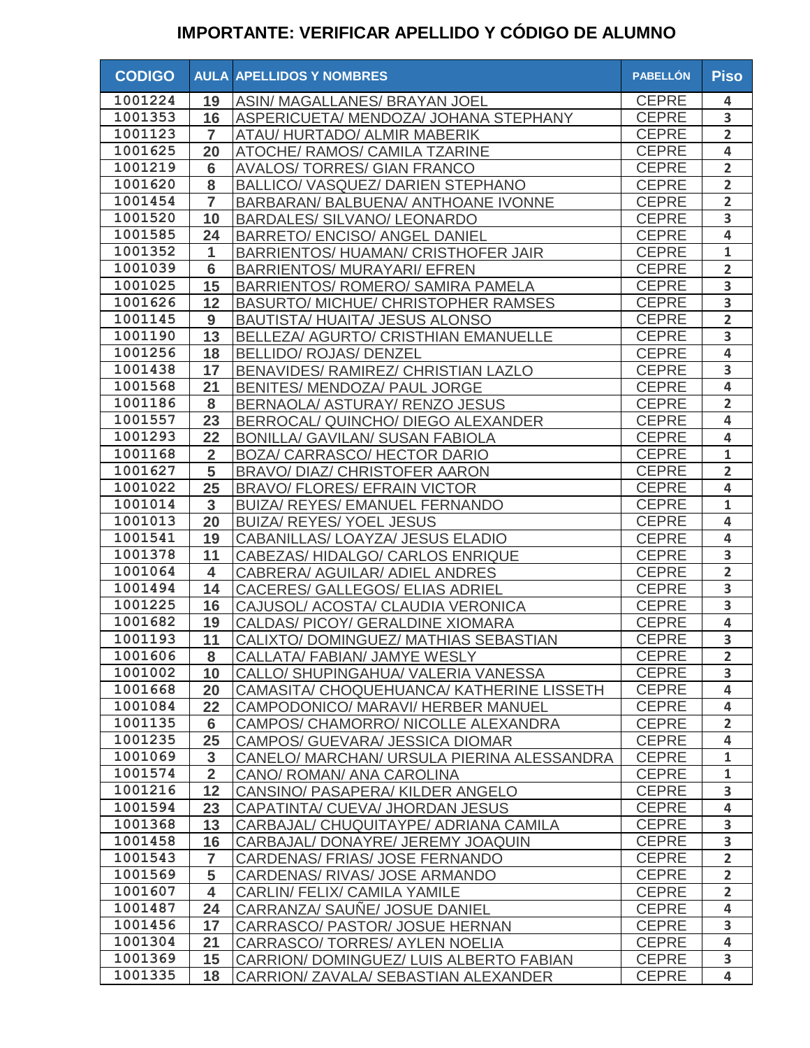## IMPORTANTE: VERIFICAR APELLIDO Y CÓDIGO DE ALUMNO

| CODIGO | AULA | APELLIDOS Y NOMBRES | PABELLÓN | Piso |
|---|---|---|---|---|
| 1001224 | 19 | ASIN/ MAGALLANES/ BRAYAN JOEL | CEPRE | 4 |
| 1001353 | 16 | ASPERICUETA/ MENDOZA/ JOHANA STEPHANY | CEPRE | 3 |
| 1001123 | 7 | ATAU/ HURTADO/ ALMIR MABERIK | CEPRE | 2 |
| 1001625 | 20 | ATOCHE/ RAMOS/ CAMILA TZARINE | CEPRE | 4 |
| 1001219 | 6 | AVALOS/ TORRES/ GIAN FRANCO | CEPRE | 2 |
| 1001620 | 8 | BALLICO/ VASQUEZ/ DARIEN STEPHANO | CEPRE | 2 |
| 1001454 | 7 | BARBARAN/ BALBUENA/ ANTHOANE IVONNE | CEPRE | 2 |
| 1001520 | 10 | BARDALES/ SILVANO/ LEONARDO | CEPRE | 3 |
| 1001585 | 24 | BARRETO/ ENCISO/ ANGEL DANIEL | CEPRE | 4 |
| 1001352 | 1 | BARRIENTOS/ HUAMAN/ CRISTHOFER JAIR | CEPRE | 1 |
| 1001039 | 6 | BARRIENTOS/ MURAYARI/ EFREN | CEPRE | 2 |
| 1001025 | 15 | BARRIENTOS/ ROMERO/ SAMIRA PAMELA | CEPRE | 3 |
| 1001626 | 12 | BASURTO/ MICHUE/ CHRISTOPHER RAMSES | CEPRE | 3 |
| 1001145 | 9 | BAUTISTA/ HUAITA/ JESUS ALONSO | CEPRE | 2 |
| 1001190 | 13 | BELLEZA/ AGURTO/ CRISTHIAN EMANUELLE | CEPRE | 3 |
| 1001256 | 18 | BELLIDO/ ROJAS/ DENZEL | CEPRE | 4 |
| 1001438 | 17 | BENAVIDES/ RAMIREZ/ CHRISTIAN LAZLO | CEPRE | 3 |
| 1001568 | 21 | BENITES/ MENDOZA/ PAUL JORGE | CEPRE | 4 |
| 1001186 | 8 | BERNAOLA/ ASTURAY/ RENZO JESUS | CEPRE | 2 |
| 1001557 | 23 | BERROCAL/ QUINCHO/ DIEGO ALEXANDER | CEPRE | 4 |
| 1001293 | 22 | BONILLA/ GAVILAN/ SUSAN FABIOLA | CEPRE | 4 |
| 1001168 | 2 | BOZA/ CARRASCO/ HECTOR DARIO | CEPRE | 1 |
| 1001627 | 5 | BRAVO/ DIAZ/ CHRISTOFER AARON | CEPRE | 2 |
| 1001022 | 25 | BRAVO/ FLORES/ EFRAIN VICTOR | CEPRE | 4 |
| 1001014 | 3 | BUIZA/ REYES/ EMANUEL FERNANDO | CEPRE | 1 |
| 1001013 | 20 | BUIZA/ REYES/ YOEL JESUS | CEPRE | 4 |
| 1001541 | 19 | CABANILLAS/ LOAYZA/ JESUS ELADIO | CEPRE | 4 |
| 1001378 | 11 | CABEZAS/ HIDALGO/ CARLOS ENRIQUE | CEPRE | 3 |
| 1001064 | 4 | CABRERA/ AGUILAR/ ADIEL ANDRES | CEPRE | 2 |
| 1001494 | 14 | CACERES/ GALLEGOS/ ELIAS ADRIEL | CEPRE | 3 |
| 1001225 | 16 | CAJUSOL/ ACOSTA/ CLAUDIA VERONICA | CEPRE | 3 |
| 1001682 | 19 | CALDAS/ PICOY/ GERALDINE XIOMARA | CEPRE | 4 |
| 1001193 | 11 | CALIXTO/ DOMINGUEZ/ MATHIAS SEBASTIAN | CEPRE | 3 |
| 1001606 | 8 | CALLATA/ FABIAN/ JAMYE WESLY | CEPRE | 2 |
| 1001002 | 10 | CALLO/ SHUPINGAHUA/ VALERIA VANESSA | CEPRE | 3 |
| 1001668 | 20 | CAMASITA/ CHOQUEHUANCA/ KATHERINE LISSETH | CEPRE | 4 |
| 1001084 | 22 | CAMPODONICO/ MARAVI/ HERBER MANUEL | CEPRE | 4 |
| 1001135 | 6 | CAMPOS/ CHAMORRO/ NICOLLE ALEXANDRA | CEPRE | 2 |
| 1001235 | 25 | CAMPOS/ GUEVARA/ JESSICA DIOMAR | CEPRE | 4 |
| 1001069 | 3 | CANELO/ MARCHAN/ URSULA PIERINA ALESSANDRA | CEPRE | 1 |
| 1001574 | 2 | CANO/ ROMAN/ ANA CAROLINA | CEPRE | 1 |
| 1001216 | 12 | CANSINO/ PASAPERA/ KILDER ANGELO | CEPRE | 3 |
| 1001594 | 23 | CAPATINTA/ CUEVA/ JHORDAN JESUS | CEPRE | 4 |
| 1001368 | 13 | CARBAJAL/ CHUQUITAYPE/ ADRIANA CAMILA | CEPRE | 3 |
| 1001458 | 16 | CARBAJAL/ DONAYRE/ JEREMY JOAQUIN | CEPRE | 3 |
| 1001543 | 7 | CARDENAS/ FRIAS/ JOSE FERNANDO | CEPRE | 2 |
| 1001569 | 5 | CARDENAS/ RIVAS/ JOSE ARMANDO | CEPRE | 2 |
| 1001607 | 4 | CARLIN/ FELIX/ CAMILA YAMILE | CEPRE | 2 |
| 1001487 | 24 | CARRANZA/ SAUÑE/ JOSUE DANIEL | CEPRE | 4 |
| 1001456 | 17 | CARRASCO/ PASTOR/ JOSUE HERNAN | CEPRE | 3 |
| 1001304 | 21 | CARRASCO/ TORRES/ AYLEN NOELIA | CEPRE | 4 |
| 1001369 | 15 | CARRION/ DOMINGUEZ/ LUIS ALBERTO FABIAN | CEPRE | 3 |
| 1001335 | 18 | CARRION/ ZAVALA/ SEBASTIAN ALEXANDER | CEPRE | 4 |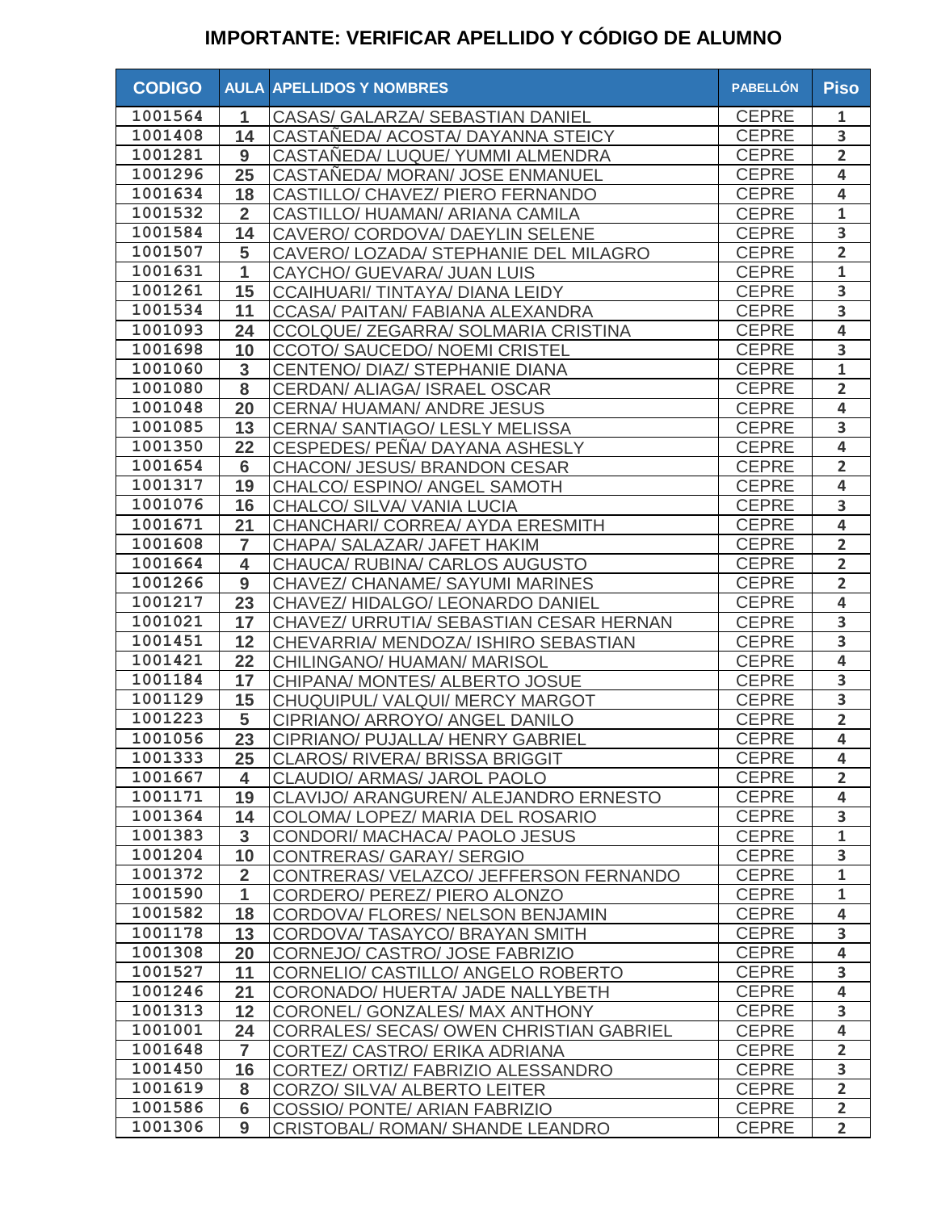## IMPORTANTE: VERIFICAR APELLIDO Y CÓDIGO DE ALUMNO

| CODIGO | AULA | APELLIDOS Y NOMBRES | PABELLÓN | Piso |
|---|---|---|---|---|
| 1001564 | 1 | CASAS/ GALARZA/ SEBASTIAN DANIEL | CEPRE | 1 |
| 1001408 | 14 | CASTAÑEDA/ ACOSTA/ DAYANNA STEICY | CEPRE | 3 |
| 1001281 | 9 | CASTAÑEDA/ LUQUE/ YUMMI ALMENDRA | CEPRE | 2 |
| 1001296 | 25 | CASTAÑEDA/ MORAN/ JOSE ENMANUEL | CEPRE | 4 |
| 1001634 | 18 | CASTILLO/ CHAVEZ/ PIERO FERNANDO | CEPRE | 4 |
| 1001532 | 2 | CASTILLO/ HUAMAN/ ARIANA CAMILA | CEPRE | 1 |
| 1001584 | 14 | CAVERO/ CORDOVA/ DAEYLIN SELENE | CEPRE | 3 |
| 1001507 | 5 | CAVERO/ LOZADA/ STEPHANIE DEL MILAGRO | CEPRE | 2 |
| 1001631 | 1 | CAYCHO/ GUEVARA/ JUAN LUIS | CEPRE | 1 |
| 1001261 | 15 | CCAIHUARI/ TINTAYA/ DIANA LEIDY | CEPRE | 3 |
| 1001534 | 11 | CCASA/ PAITAN/ FABIANA ALEXANDRA | CEPRE | 3 |
| 1001093 | 24 | CCOLQUE/ ZEGARRA/ SOLMARIA CRISTINA | CEPRE | 4 |
| 1001698 | 10 | CCOTO/ SAUCEDO/ NOEMI CRISTEL | CEPRE | 3 |
| 1001060 | 3 | CENTENO/ DIAZ/ STEPHANIE DIANA | CEPRE | 1 |
| 1001080 | 8 | CERDAN/ ALIAGA/ ISRAEL OSCAR | CEPRE | 2 |
| 1001048 | 20 | CERNA/ HUAMAN/ ANDRE JESUS | CEPRE | 4 |
| 1001085 | 13 | CERNA/ SANTIAGO/ LESLY MELISSA | CEPRE | 3 |
| 1001350 | 22 | CESPEDES/ PEÑA/ DAYANA ASHESLY | CEPRE | 4 |
| 1001654 | 6 | CHACON/ JESUS/ BRANDON CESAR | CEPRE | 2 |
| 1001317 | 19 | CHALCO/ ESPINO/ ANGEL SAMOTH | CEPRE | 4 |
| 1001076 | 16 | CHALCO/ SILVA/ VANIA LUCIA | CEPRE | 3 |
| 1001671 | 21 | CHANCHARI/ CORREA/ AYDA ERESMITH | CEPRE | 4 |
| 1001608 | 7 | CHAPA/ SALAZAR/ JAFET HAKIM | CEPRE | 2 |
| 1001664 | 4 | CHAUCA/ RUBINA/ CARLOS AUGUSTO | CEPRE | 2 |
| 1001266 | 9 | CHAVEZ/ CHANAME/ SAYUMI MARINES | CEPRE | 2 |
| 1001217 | 23 | CHAVEZ/ HIDALGO/ LEONARDO DANIEL | CEPRE | 4 |
| 1001021 | 17 | CHAVEZ/ URRUTIA/ SEBASTIAN CESAR HERNAN | CEPRE | 3 |
| 1001451 | 12 | CHEVARRIA/ MENDOZA/ ISHIRO SEBASTIAN | CEPRE | 3 |
| 1001421 | 22 | CHILINGANO/ HUAMAN/ MARISOL | CEPRE | 4 |
| 1001184 | 17 | CHIPANA/ MONTES/ ALBERTO JOSUE | CEPRE | 3 |
| 1001129 | 15 | CHUQUIPUL/ VALQUI/ MERCY MARGOT | CEPRE | 3 |
| 1001223 | 5 | CIPRIANO/ ARROYO/ ANGEL DANILO | CEPRE | 2 |
| 1001056 | 23 | CIPRIANO/ PUJALLA/ HENRY GABRIEL | CEPRE | 4 |
| 1001333 | 25 | CLAROS/ RIVERA/ BRISSA BRIGGIT | CEPRE | 4 |
| 1001667 | 4 | CLAUDIO/ ARMAS/ JAROL PAOLO | CEPRE | 2 |
| 1001171 | 19 | CLAVIJO/ ARANGUREN/ ALEJANDRO ERNESTO | CEPRE | 4 |
| 1001364 | 14 | COLOMA/ LOPEZ/ MARIA DEL ROSARIO | CEPRE | 3 |
| 1001383 | 3 | CONDORI/ MACHACA/ PAOLO JESUS | CEPRE | 1 |
| 1001204 | 10 | CONTRERAS/ GARAY/ SERGIO | CEPRE | 3 |
| 1001372 | 2 | CONTRERAS/ VELAZCO/ JEFFERSON FERNANDO | CEPRE | 1 |
| 1001590 | 1 | CORDERO/ PEREZ/ PIERO ALONZO | CEPRE | 1 |
| 1001582 | 18 | CORDOVA/ FLORES/ NELSON BENJAMIN | CEPRE | 4 |
| 1001178 | 13 | CORDOVA/ TASAYCO/ BRAYAN SMITH | CEPRE | 3 |
| 1001308 | 20 | CORNEJO/ CASTRO/ JOSE FABRIZIO | CEPRE | 4 |
| 1001527 | 11 | CORNELIO/ CASTILLO/ ANGELO ROBERTO | CEPRE | 3 |
| 1001246 | 21 | CORONADO/ HUERTA/ JADE NALLYBETH | CEPRE | 4 |
| 1001313 | 12 | CORONEL/ GONZALES/ MAX ANTHONY | CEPRE | 3 |
| 1001001 | 24 | CORRALES/ SECAS/ OWEN CHRISTIAN GABRIEL | CEPRE | 4 |
| 1001648 | 7 | CORTEZ/ CASTRO/ ERIKA ADRIANA | CEPRE | 2 |
| 1001450 | 16 | CORTEZ/ ORTIZ/ FABRIZIO ALESSANDRO | CEPRE | 3 |
| 1001619 | 8 | CORZO/ SILVA/ ALBERTO LEITER | CEPRE | 2 |
| 1001586 | 6 | COSSIO/ PONTE/ ARIAN FABRIZIO | CEPRE | 2 |
| 1001306 | 9 | CRISTOBAL/ ROMAN/ SHANDE LEANDRO | CEPRE | 2 |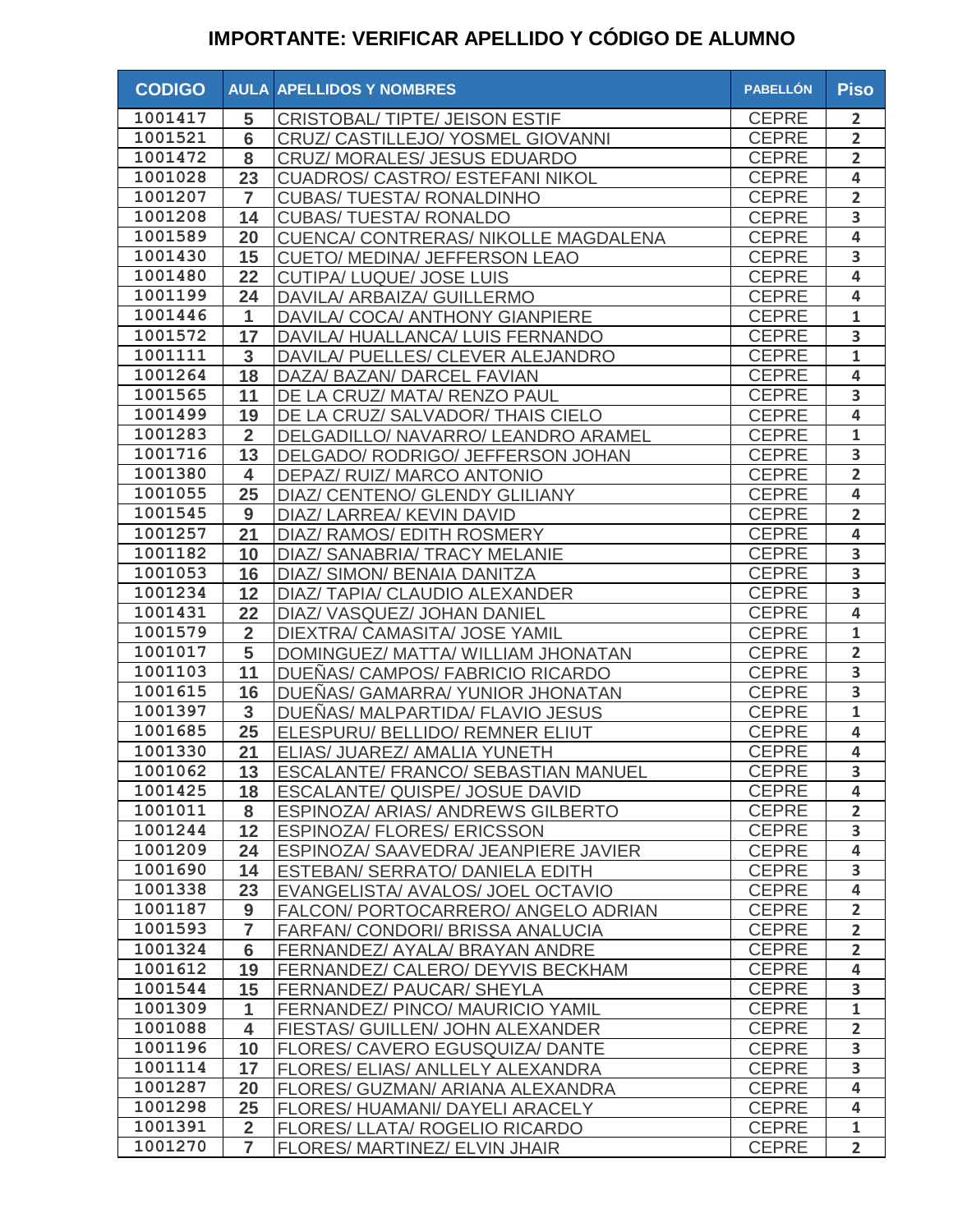## IMPORTANTE: VERIFICAR APELLIDO Y CÓDIGO DE ALUMNO

| CODIGO | AULA | APELLIDOS Y NOMBRES | PABELLÓN | Piso |
|---|---|---|---|---|
| 1001417 | 5 | CRISTOBAL/ TIPTE/ JEISON ESTIF | CEPRE | 2 |
| 1001521 | 6 | CRUZ/ CASTILLEJO/ YOSMEL GIOVANNI | CEPRE | 2 |
| 1001472 | 8 | CRUZ/ MORALES/ JESUS EDUARDO | CEPRE | 2 |
| 1001028 | 23 | CUADROS/ CASTRO/ ESTEFANI NIKOL | CEPRE | 4 |
| 1001207 | 7 | CUBAS/ TUESTA/ RONALDINHO | CEPRE | 2 |
| 1001208 | 14 | CUBAS/ TUESTA/ RONALDO | CEPRE | 3 |
| 1001589 | 20 | CUENCA/ CONTRERAS/ NIKOLLE MAGDALENA | CEPRE | 4 |
| 1001430 | 15 | CUETO/ MEDINA/ JEFFERSON LEAO | CEPRE | 3 |
| 1001480 | 22 | CUTIPA/ LUQUE/ JOSE LUIS | CEPRE | 4 |
| 1001199 | 24 | DAVILA/ ARBAIZA/ GUILLERMO | CEPRE | 4 |
| 1001446 | 1 | DAVILA/ COCA/ ANTHONY GIANPIERE | CEPRE | 1 |
| 1001572 | 17 | DAVILA/ HUALLANCA/ LUIS FERNANDO | CEPRE | 3 |
| 1001111 | 3 | DAVILA/ PUELLES/ CLEVER ALEJANDRO | CEPRE | 1 |
| 1001264 | 18 | DAZA/ BAZAN/ DARCEL FAVIAN | CEPRE | 4 |
| 1001565 | 11 | DE LA CRUZ/ MATA/ RENZO PAUL | CEPRE | 3 |
| 1001499 | 19 | DE LA CRUZ/ SALVADOR/ THAIS CIELO | CEPRE | 4 |
| 1001283 | 2 | DELGADILLO/ NAVARRO/ LEANDRO ARAMEL | CEPRE | 1 |
| 1001716 | 13 | DELGADO/ RODRIGO/ JEFFERSON JOHAN | CEPRE | 3 |
| 1001380 | 4 | DEPAZ/ RUIZ/ MARCO ANTONIO | CEPRE | 2 |
| 1001055 | 25 | DIAZ/ CENTENO/ GLENDY GLILIANY | CEPRE | 4 |
| 1001545 | 9 | DIAZ/ LARREA/ KEVIN DAVID | CEPRE | 2 |
| 1001257 | 21 | DIAZ/ RAMOS/ EDITH ROSMERY | CEPRE | 4 |
| 1001182 | 10 | DIAZ/ SANABRIA/ TRACY MELANIE | CEPRE | 3 |
| 1001053 | 16 | DIAZ/ SIMON/ BENAIA DANITZA | CEPRE | 3 |
| 1001234 | 12 | DIAZ/ TAPIA/ CLAUDIO ALEXANDER | CEPRE | 3 |
| 1001431 | 22 | DIAZ/ VASQUEZ/ JOHAN DANIEL | CEPRE | 4 |
| 1001579 | 2 | DIEXTRA/ CAMASITA/ JOSE YAMIL | CEPRE | 1 |
| 1001017 | 5 | DOMINGUEZ/ MATTA/ WILLIAM JHONATAN | CEPRE | 2 |
| 1001103 | 11 | DUEÑAS/ CAMPOS/ FABRICIO RICARDO | CEPRE | 3 |
| 1001615 | 16 | DUEÑAS/ GAMARRA/ YUNIOR JHONATAN | CEPRE | 3 |
| 1001397 | 3 | DUEÑAS/ MALPARTIDA/ FLAVIO JESUS | CEPRE | 1 |
| 1001685 | 25 | ELESPURU/ BELLIDO/ REMNER ELIUT | CEPRE | 4 |
| 1001330 | 21 | ELIAS/ JUAREZ/ AMALIA YUNETH | CEPRE | 4 |
| 1001062 | 13 | ESCALANTE/ FRANCO/ SEBASTIAN MANUEL | CEPRE | 3 |
| 1001425 | 18 | ESCALANTE/ QUISPE/ JOSUE DAVID | CEPRE | 4 |
| 1001011 | 8 | ESPINOZA/ ARIAS/ ANDREWS GILBERTO | CEPRE | 2 |
| 1001244 | 12 | ESPINOZA/ FLORES/ ERICSSON | CEPRE | 3 |
| 1001209 | 24 | ESPINOZA/ SAAVEDRA/ JEANPIERE JAVIER | CEPRE | 4 |
| 1001690 | 14 | ESTEBAN/ SERRATO/ DANIELA EDITH | CEPRE | 3 |
| 1001338 | 23 | EVANGELISTA/ AVALOS/ JOEL OCTAVIO | CEPRE | 4 |
| 1001187 | 9 | FALCON/ PORTOCARRERO/ ANGELO ADRIAN | CEPRE | 2 |
| 1001593 | 7 | FARFAN/ CONDORI/ BRISSA ANALUCIA | CEPRE | 2 |
| 1001324 | 6 | FERNANDEZ/ AYALA/ BRAYAN ANDRE | CEPRE | 2 |
| 1001612 | 19 | FERNANDEZ/ CALERO/ DEYVIS BECKHAM | CEPRE | 4 |
| 1001544 | 15 | FERNANDEZ/ PAUCAR/ SHEYLA | CEPRE | 3 |
| 1001309 | 1 | FERNANDEZ/ PINCO/ MAURICIO YAMIL | CEPRE | 1 |
| 1001088 | 4 | FIESTAS/ GUILLEN/ JOHN ALEXANDER | CEPRE | 2 |
| 1001196 | 10 | FLORES/ CAVERO EGUSQUIZA/ DANTE | CEPRE | 3 |
| 1001114 | 17 | FLORES/ ELIAS/ ANLLELY ALEXANDRA | CEPRE | 3 |
| 1001287 | 20 | FLORES/ GUZMAN/ ARIANA ALEXANDRA | CEPRE | 4 |
| 1001298 | 25 | FLORES/ HUAMANI/ DAYELI ARACELY | CEPRE | 4 |
| 1001391 | 2 | FLORES/ LLATA/ ROGELIO RICARDO | CEPRE | 1 |
| 1001270 | 7 | FLORES/ MARTINEZ/ ELVIN JHAIR | CEPRE | 2 |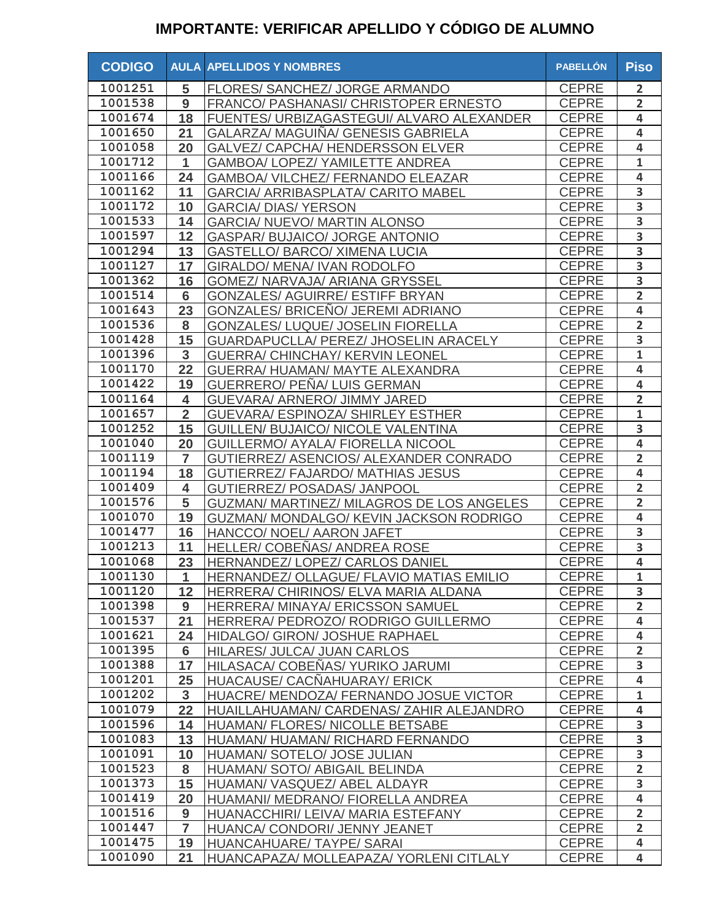## IMPORTANTE: VERIFICAR APELLIDO Y CÓDIGO DE ALUMNO

| CODIGO | AULA | APELLIDOS Y NOMBRES | PABELLÓN | Piso |
|---|---|---|---|---|
| 1001251 | 5 | FLORES/ SANCHEZ/ JORGE ARMANDO | CEPRE | 2 |
| 1001538 | 9 | FRANCO/ PASHANASI/ CHRISTOPER ERNESTO | CEPRE | 2 |
| 1001674 | 18 | FUENTES/ URBIZAGASTEGUI/ ALVARO ALEXANDER | CEPRE | 4 |
| 1001650 | 21 | GALARZA/ MAGUIÑA/ GENESIS GABRIELA | CEPRE | 4 |
| 1001058 | 20 | GALVEZ/ CAPCHA/ HENDERSSON ELVER | CEPRE | 4 |
| 1001712 | 1 | GAMBOA/ LOPEZ/ YAMILETTE ANDREA | CEPRE | 1 |
| 1001166 | 24 | GAMBOA/ VILCHEZ/ FERNANDO ELEAZAR | CEPRE | 4 |
| 1001162 | 11 | GARCIA/ ARRIBASPLATA/ CARITO MABEL | CEPRE | 3 |
| 1001172 | 10 | GARCIA/ DIAS/ YERSON | CEPRE | 3 |
| 1001533 | 14 | GARCIA/ NUEVO/ MARTIN ALONSO | CEPRE | 3 |
| 1001597 | 12 | GASPAR/ BUJAICO/ JORGE ANTONIO | CEPRE | 3 |
| 1001294 | 13 | GASTELLO/ BARCO/ XIMENA LUCIA | CEPRE | 3 |
| 1001127 | 17 | GIRALDO/ MENA/ IVAN RODOLFO | CEPRE | 3 |
| 1001362 | 16 | GOMEZ/ NARVAJA/ ARIANA GRYSSEL | CEPRE | 3 |
| 1001514 | 6 | GONZALES/ AGUIRRE/ ESTIFF BRYAN | CEPRE | 2 |
| 1001643 | 23 | GONZALES/ BRICEÑO/ JEREMI ADRIANO | CEPRE | 4 |
| 1001536 | 8 | GONZALES/ LUQUE/ JOSELIN FIORELLA | CEPRE | 2 |
| 1001428 | 15 | GUARDAPUCLLA/ PEREZ/ JHOSELIN ARACELY | CEPRE | 3 |
| 1001396 | 3 | GUERRA/ CHINCHAY/ KERVIN LEONEL | CEPRE | 1 |
| 1001170 | 22 | GUERRA/ HUAMAN/ MAYTE ALEXANDRA | CEPRE | 4 |
| 1001422 | 19 | GUERRERO/ PEÑA/ LUIS GERMAN | CEPRE | 4 |
| 1001164 | 4 | GUEVARA/ ARNERO/ JIMMY JARED | CEPRE | 2 |
| 1001657 | 2 | GUEVARA/ ESPINOZA/ SHIRLEY ESTHER | CEPRE | 1 |
| 1001252 | 15 | GUILLEN/ BUJAICO/ NICOLE VALENTINA | CEPRE | 3 |
| 1001040 | 20 | GUILLERMO/ AYALA/ FIORELLA NICOOL | CEPRE | 4 |
| 1001119 | 7 | GUTIERREZ/ ASENCIOS/ ALEXANDER CONRADO | CEPRE | 2 |
| 1001194 | 18 | GUTIERREZ/ FAJARDO/ MATHIAS JESUS | CEPRE | 4 |
| 1001409 | 4 | GUTIERREZ/ POSADAS/ JANPOOL | CEPRE | 2 |
| 1001576 | 5 | GUZMAN/ MARTINEZ/ MILAGROS DE LOS ANGELES | CEPRE | 2 |
| 1001070 | 19 | GUZMAN/ MONDALGO/ KEVIN JACKSON RODRIGO | CEPRE | 4 |
| 1001477 | 16 | HANCCO/ NOEL/ AARON JAFET | CEPRE | 3 |
| 1001213 | 11 | HELLER/ COBEÑAS/ ANDREA ROSE | CEPRE | 3 |
| 1001068 | 23 | HERNANDEZ/ LOPEZ/ CARLOS DANIEL | CEPRE | 4 |
| 1001130 | 1 | HERNANDEZ/ OLLAGUE/ FLAVIO MATIAS EMILIO | CEPRE | 1 |
| 1001120 | 12 | HERRERA/ CHIRINOS/ ELVA MARIA ALDANA | CEPRE | 3 |
| 1001398 | 9 | HERRERA/ MINAYA/ ERICSSON SAMUEL | CEPRE | 2 |
| 1001537 | 21 | HERRERA/ PEDROZO/ RODRIGO GUILLERMO | CEPRE | 4 |
| 1001621 | 24 | HIDALGO/ GIRON/ JOSHUE RAPHAEL | CEPRE | 4 |
| 1001395 | 6 | HILARES/ JULCA/ JUAN CARLOS | CEPRE | 2 |
| 1001388 | 17 | HILASACA/ COBEÑAS/ YURIKO JARUMI | CEPRE | 3 |
| 1001201 | 25 | HUACAUSE/ CACÑAHUARAY/ ERICK | CEPRE | 4 |
| 1001202 | 3 | HUACRE/ MENDOZA/ FERNANDO JOSUE VICTOR | CEPRE | 1 |
| 1001079 | 22 | HUAILLAHUAMAN/ CARDENAS/ ZAHIR ALEJANDRO | CEPRE | 4 |
| 1001596 | 14 | HUAMAN/ FLORES/ NICOLLE BETSABE | CEPRE | 3 |
| 1001083 | 13 | HUAMAN/ HUAMAN/ RICHARD FERNANDO | CEPRE | 3 |
| 1001091 | 10 | HUAMAN/ SOTELO/ JOSE JULIAN | CEPRE | 3 |
| 1001523 | 8 | HUAMAN/ SOTO/ ABIGAIL BELINDA | CEPRE | 2 |
| 1001373 | 15 | HUAMAN/ VASQUEZ/ ABEL ALDAYR | CEPRE | 3 |
| 1001419 | 20 | HUAMANI/ MEDRANO/ FIORELLA ANDREA | CEPRE | 4 |
| 1001516 | 9 | HUANACCHIRI/ LEIVA/ MARIA ESTEFANY | CEPRE | 2 |
| 1001447 | 7 | HUANCA/ CONDORI/ JENNY JEANET | CEPRE | 2 |
| 1001475 | 19 | HUANCAHUARE/ TAYPE/ SARAI | CEPRE | 4 |
| 1001090 | 21 | HUANCAPAZA/ MOLLEAPAZA/ YORLENI CITLALY | CEPRE | 4 |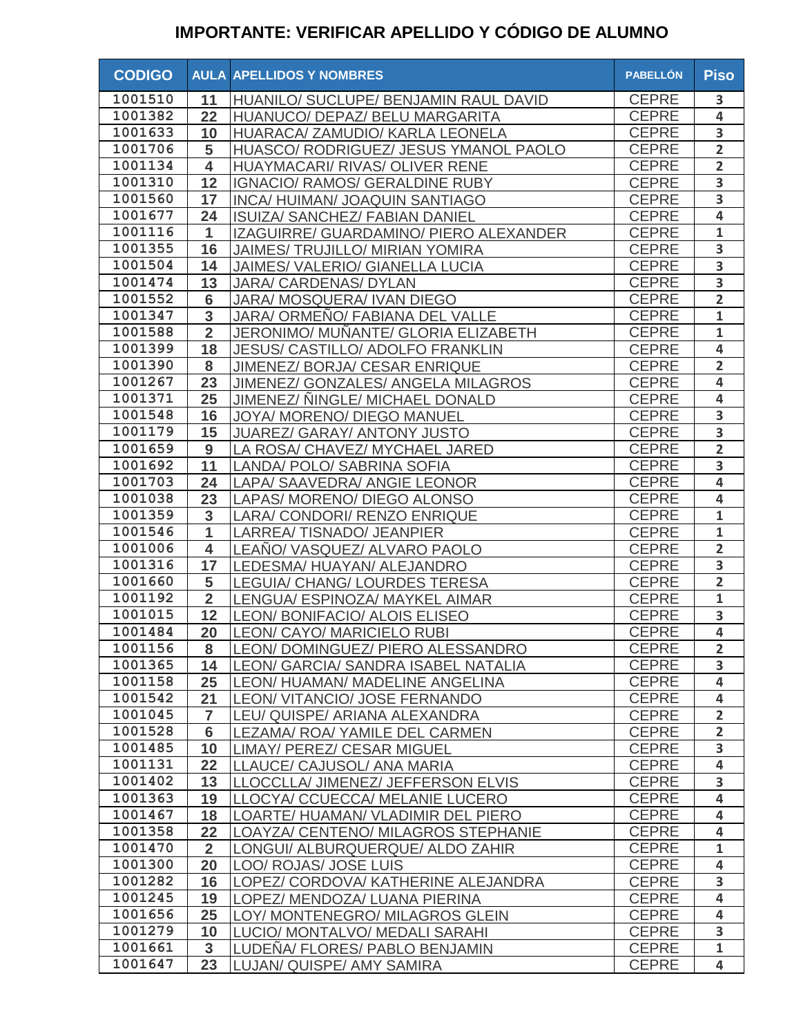## IMPORTANTE: VERIFICAR APELLIDO Y CÓDIGO DE ALUMNO

| CODIGO | AULA | APELLIDOS Y NOMBRES | PABELLÓN | Piso |
|---|---|---|---|---|
| 1001510 | 11 | HUANILO/ SUCLUPE/ BENJAMIN RAUL DAVID | CEPRE | 3 |
| 1001382 | 22 | HUANUCO/ DEPAZ/ BELU MARGARITA | CEPRE | 4 |
| 1001633 | 10 | HUARACA/ ZAMUDIO/ KARLA LEONELA | CEPRE | 3 |
| 1001706 | 5 | HUASCO/ RODRIGUEZ/ JESUS YMANOL PAOLO | CEPRE | 2 |
| 1001134 | 4 | HUAYMACARI/ RIVAS/ OLIVER RENE | CEPRE | 2 |
| 1001310 | 12 | IGNACIO/ RAMOS/ GERALDINE RUBY | CEPRE | 3 |
| 1001560 | 17 | INCA/ HUIMAN/ JOAQUIN SANTIAGO | CEPRE | 3 |
| 1001677 | 24 | ISUIZA/ SANCHEZ/ FABIAN DANIEL | CEPRE | 4 |
| 1001116 | 1 | IZAGUIRRE/ GUARDAMINO/ PIERO ALEXANDER | CEPRE | 1 |
| 1001355 | 16 | JAIMES/ TRUJILLO/ MIRIAN YOMIRA | CEPRE | 3 |
| 1001504 | 14 | JAIMES/ VALERIO/ GIANELLA LUCIA | CEPRE | 3 |
| 1001474 | 13 | JARA/ CARDENAS/ DYLAN | CEPRE | 3 |
| 1001552 | 6 | JARA/ MOSQUERA/ IVAN DIEGO | CEPRE | 2 |
| 1001347 | 3 | JARA/ ORMEÑO/ FABIANA DEL VALLE | CEPRE | 1 |
| 1001588 | 2 | JERONIMO/ MUÑANTE/ GLORIA ELIZABETH | CEPRE | 1 |
| 1001399 | 18 | JESUS/ CASTILLO/ ADOLFO FRANKLIN | CEPRE | 4 |
| 1001390 | 8 | JIMENEZ/ BORJA/ CESAR ENRIQUE | CEPRE | 2 |
| 1001267 | 23 | JIMENEZ/ GONZALES/ ANGELA MILAGROS | CEPRE | 4 |
| 1001371 | 25 | JIMENEZ/ ÑINGLE/ MICHAEL DONALD | CEPRE | 4 |
| 1001548 | 16 | JOYA/ MORENO/ DIEGO MANUEL | CEPRE | 3 |
| 1001179 | 15 | JUAREZ/ GARAY/ ANTONY JUSTO | CEPRE | 3 |
| 1001659 | 9 | LA ROSA/ CHAVEZ/ MYCHAEL JARED | CEPRE | 2 |
| 1001692 | 11 | LANDA/ POLO/ SABRINA SOFIA | CEPRE | 3 |
| 1001703 | 24 | LAPA/ SAAVEDRA/ ANGIE LEONOR | CEPRE | 4 |
| 1001038 | 23 | LAPAS/ MORENO/ DIEGO ALONSO | CEPRE | 4 |
| 1001359 | 3 | LARA/ CONDORI/ RENZO ENRIQUE | CEPRE | 1 |
| 1001546 | 1 | LARREA/ TISNADO/ JEANPIER | CEPRE | 1 |
| 1001006 | 4 | LEAÑO/ VASQUEZ/ ALVARO PAOLO | CEPRE | 2 |
| 1001316 | 17 | LEDESMA/ HUAYAN/ ALEJANDRO | CEPRE | 3 |
| 1001660 | 5 | LEGUIA/ CHANG/ LOURDES TERESA | CEPRE | 2 |
| 1001192 | 2 | LENGUA/ ESPINOZA/ MAYKEL AIMAR | CEPRE | 1 |
| 1001015 | 12 | LEON/ BONIFACIO/ ALOIS ELISEO | CEPRE | 3 |
| 1001484 | 20 | LEON/ CAYO/ MARICIELO RUBI | CEPRE | 4 |
| 1001156 | 8 | LEON/ DOMINGUEZ/ PIERO ALESSANDRO | CEPRE | 2 |
| 1001365 | 14 | LEON/ GARCIA/ SANDRA ISABEL NATALIA | CEPRE | 3 |
| 1001158 | 25 | LEON/ HUAMAN/ MADELINE ANGELINA | CEPRE | 4 |
| 1001542 | 21 | LEON/ VITANCIO/ JOSE FERNANDO | CEPRE | 4 |
| 1001045 | 7 | LEU/ QUISPE/ ARIANA ALEXANDRA | CEPRE | 2 |
| 1001528 | 6 | LEZAMA/ ROA/ YAMILE DEL CARMEN | CEPRE | 2 |
| 1001485 | 10 | LIMAY/ PEREZ/ CESAR MIGUEL | CEPRE | 3 |
| 1001131 | 22 | LLAUCE/ CAJUSOL/ ANA MARIA | CEPRE | 4 |
| 1001402 | 13 | LLOCCLLA/ JIMENEZ/ JEFFERSON ELVIS | CEPRE | 3 |
| 1001363 | 19 | LLOCYA/ CCUECCA/ MELANIE LUCERO | CEPRE | 4 |
| 1001467 | 18 | LOARTE/ HUAMAN/ VLADIMIR DEL PIERO | CEPRE | 4 |
| 1001358 | 22 | LOAYZA/ CENTENO/ MILAGROS STEPHANIE | CEPRE | 4 |
| 1001470 | 2 | LONGUI/ ALBURQUERQUE/ ALDO ZAHIR | CEPRE | 1 |
| 1001300 | 20 | LOO/ ROJAS/ JOSE LUIS | CEPRE | 4 |
| 1001282 | 16 | LOPEZ/ CORDOVA/ KATHERINE ALEJANDRA | CEPRE | 3 |
| 1001245 | 19 | LOPEZ/ MENDOZA/ LUANA PIERINA | CEPRE | 4 |
| 1001656 | 25 | LOY/ MONTENEGRO/ MILAGROS GLEIN | CEPRE | 4 |
| 1001279 | 10 | LUCIO/ MONTALVO/ MEDALI SARAHI | CEPRE | 3 |
| 1001661 | 3 | LUDEÑA/ FLORES/ PABLO BENJAMIN | CEPRE | 1 |
| 1001647 | 23 | LUJAN/ QUISPE/ AMY SAMIRA | CEPRE | 4 |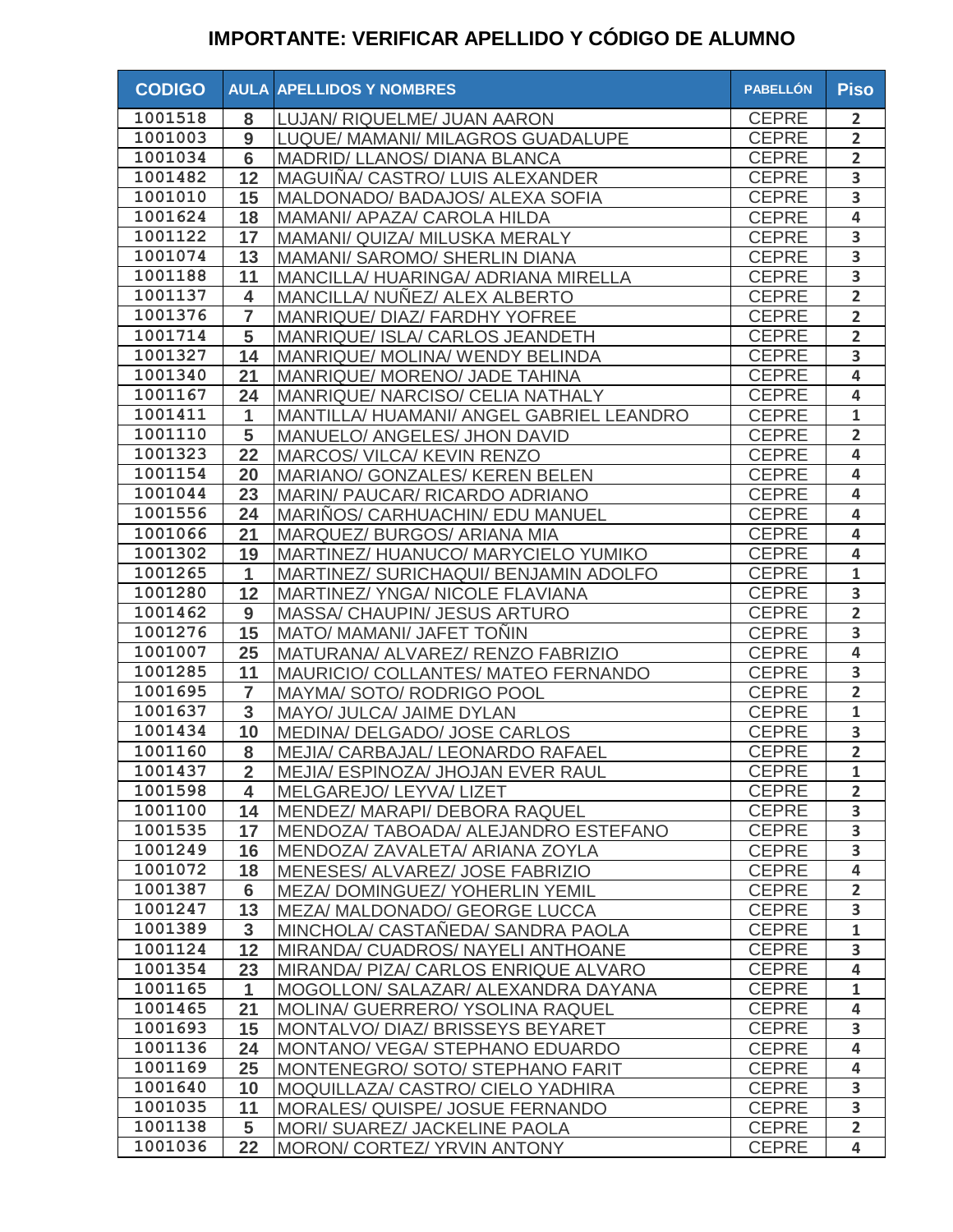## IMPORTANTE: VERIFICAR APELLIDO Y CÓDIGO DE ALUMNO

| CODIGO | AULA | APELLIDOS Y NOMBRES | PABELLÓN | Piso |
|---|---|---|---|---|
| 1001518 | 8 | LUJAN/ RIQUELME/ JUAN AARON | CEPRE | 2 |
| 1001003 | 9 | LUQUE/ MAMANI/ MILAGROS GUADALUPE | CEPRE | 2 |
| 1001034 | 6 | MADRID/ LLANOS/ DIANA BLANCA | CEPRE | 2 |
| 1001482 | 12 | MAGUIÑA/ CASTRO/ LUIS ALEXANDER | CEPRE | 3 |
| 1001010 | 15 | MALDONADO/ BADAJOS/ ALEXA SOFIA | CEPRE | 3 |
| 1001624 | 18 | MAMANI/ APAZA/ CAROLA HILDA | CEPRE | 4 |
| 1001122 | 17 | MAMANI/ QUIZA/ MILUSKA MERALY | CEPRE | 3 |
| 1001074 | 13 | MAMANI/ SAROMO/ SHERLIN DIANA | CEPRE | 3 |
| 1001188 | 11 | MANCILLA/ HUARINGA/ ADRIANA MIRELLA | CEPRE | 3 |
| 1001137 | 4 | MANCILLA/ NUÑEZ/ ALEX ALBERTO | CEPRE | 2 |
| 1001376 | 7 | MANRIQUE/ DIAZ/ FARDHY YOFREE | CEPRE | 2 |
| 1001714 | 5 | MANRIQUE/ ISLA/ CARLOS JEANDETH | CEPRE | 2 |
| 1001327 | 14 | MANRIQUE/ MOLINA/ WENDY BELINDA | CEPRE | 3 |
| 1001340 | 21 | MANRIQUE/ MORENO/ JADE TAHINA | CEPRE | 4 |
| 1001167 | 24 | MANRIQUE/ NARCISO/ CELIA NATHALY | CEPRE | 4 |
| 1001411 | 1 | MANTILLA/ HUAMANI/ ANGEL GABRIEL LEANDRO | CEPRE | 1 |
| 1001110 | 5 | MANUELO/ ANGELES/ JHON DAVID | CEPRE | 2 |
| 1001323 | 22 | MARCOS/ VILCA/ KEVIN RENZO | CEPRE | 4 |
| 1001154 | 20 | MARIANO/ GONZALES/ KEREN BELEN | CEPRE | 4 |
| 1001044 | 23 | MARIN/ PAUCAR/ RICARDO ADRIANO | CEPRE | 4 |
| 1001556 | 24 | MARIÑOS/ CARHUACHIN/ EDU MANUEL | CEPRE | 4 |
| 1001066 | 21 | MARQUEZ/ BURGOS/ ARIANA MIA | CEPRE | 4 |
| 1001302 | 19 | MARTINEZ/ HUANUCO/ MARYCIELO YUMIKO | CEPRE | 4 |
| 1001265 | 1 | MARTINEZ/ SURICHAQUI/ BENJAMIN ADOLFO | CEPRE | 1 |
| 1001280 | 12 | MARTINEZ/ YNGA/ NICOLE FLAVIANA | CEPRE | 3 |
| 1001462 | 9 | MASSA/ CHAUPIN/ JESUS ARTURO | CEPRE | 2 |
| 1001276 | 15 | MATO/ MAMANI/ JAFET TOÑIN | CEPRE | 3 |
| 1001007 | 25 | MATURANA/ ALVAREZ/ RENZO FABRIZIO | CEPRE | 4 |
| 1001285 | 11 | MAURICIO/ COLLANTES/ MATEO FERNANDO | CEPRE | 3 |
| 1001695 | 7 | MAYMA/ SOTO/ RODRIGO POOL | CEPRE | 2 |
| 1001637 | 3 | MAYO/ JULCA/ JAIME DYLAN | CEPRE | 1 |
| 1001434 | 10 | MEDINA/ DELGADO/ JOSE CARLOS | CEPRE | 3 |
| 1001160 | 8 | MEJIA/ CARBAJAL/ LEONARDO RAFAEL | CEPRE | 2 |
| 1001437 | 2 | MEJIA/ ESPINOZA/ JHOJAN EVER RAUL | CEPRE | 1 |
| 1001598 | 4 | MELGAREJO/ LEYVA/ LIZET | CEPRE | 2 |
| 1001100 | 14 | MENDEZ/ MARAPI/ DEBORA RAQUEL | CEPRE | 3 |
| 1001535 | 17 | MENDOZA/ TABOADA/ ALEJANDRO ESTEFANO | CEPRE | 3 |
| 1001249 | 16 | MENDOZA/ ZAVALETA/ ARIANA ZOYLA | CEPRE | 3 |
| 1001072 | 18 | MENESES/ ALVAREZ/ JOSE FABRIZIO | CEPRE | 4 |
| 1001387 | 6 | MEZA/ DOMINGUEZ/ YOHERLIN YEMIL | CEPRE | 2 |
| 1001247 | 13 | MEZA/ MALDONADO/ GEORGE LUCCA | CEPRE | 3 |
| 1001389 | 3 | MINCHOLA/ CASTAÑEDA/ SANDRA PAOLA | CEPRE | 1 |
| 1001124 | 12 | MIRANDA/ CUADROS/ NAYELI ANTHOANE | CEPRE | 3 |
| 1001354 | 23 | MIRANDA/ PIZA/ CARLOS ENRIQUE ALVARO | CEPRE | 4 |
| 1001165 | 1 | MOGOLLON/ SALAZAR/ ALEXANDRA DAYANA | CEPRE | 1 |
| 1001465 | 21 | MOLINA/ GUERRERO/ YSOLINA RAQUEL | CEPRE | 4 |
| 1001693 | 15 | MONTALVO/ DIAZ/ BRISSEYS BEYARET | CEPRE | 3 |
| 1001136 | 24 | MONTANO/ VEGA/ STEPHANO EDUARDO | CEPRE | 4 |
| 1001169 | 25 | MONTENEGRO/ SOTO/ STEPHANO FARIT | CEPRE | 4 |
| 1001640 | 10 | MOQUILLAZA/ CASTRO/ CIELO YADHIRA | CEPRE | 3 |
| 1001035 | 11 | MORALES/ QUISPE/ JOSUE FERNANDO | CEPRE | 3 |
| 1001138 | 5 | MORI/ SUAREZ/ JACKELINE PAOLA | CEPRE | 2 |
| 1001036 | 22 | MORON/ CORTEZ/ YRVIN ANTONY | CEPRE | 4 |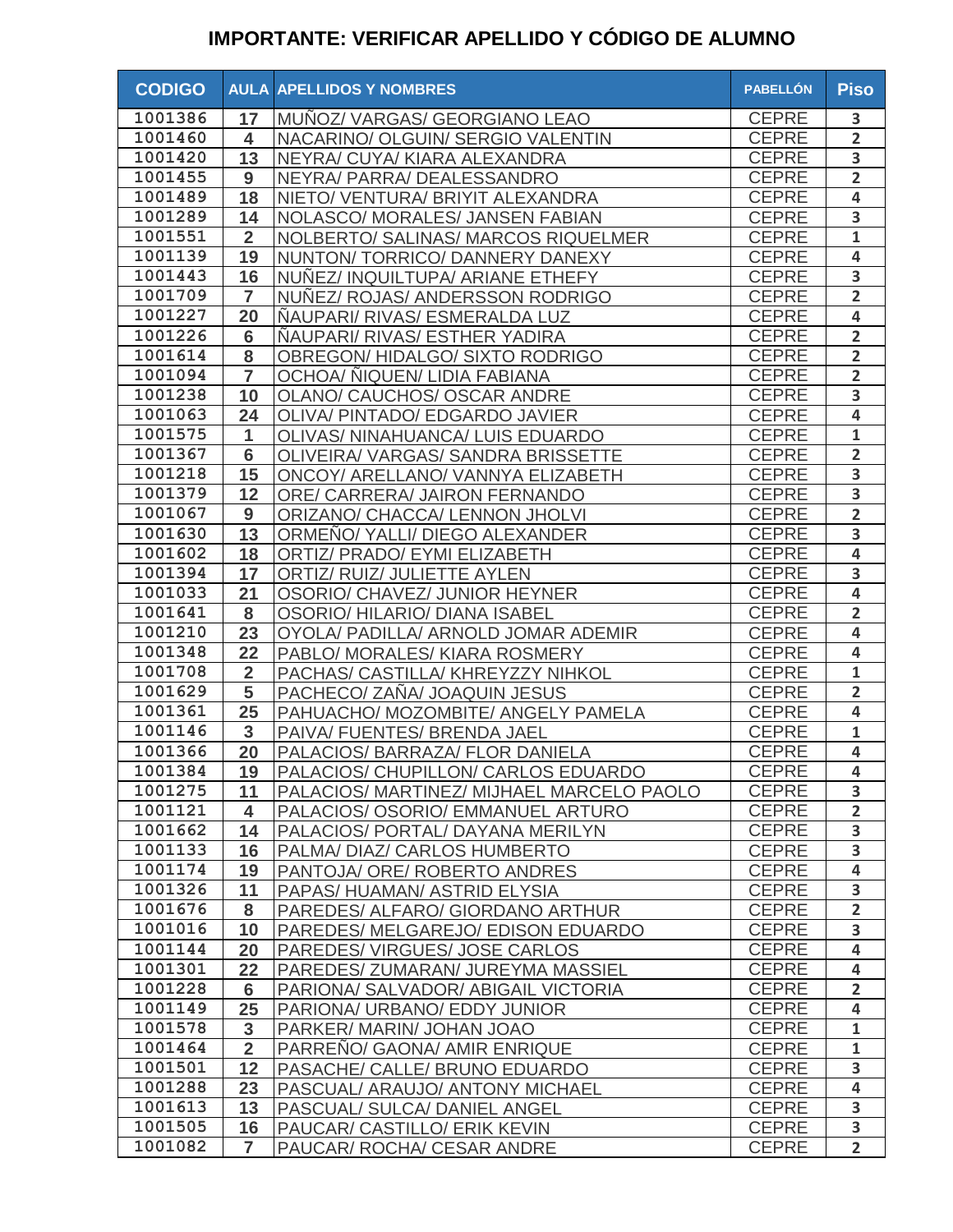## IMPORTANTE: VERIFICAR APELLIDO Y CÓDIGO DE ALUMNO

| CODIGO | AULA | APELLIDOS Y NOMBRES | PABELLÓN | Piso |
|---|---|---|---|---|
| 1001386 | 17 | MUÑOZ/ VARGAS/ GEORGIANO LEAO | CEPRE | 3 |
| 1001460 | 4 | NACARINO/ OLGUIN/ SERGIO VALENTIN | CEPRE | 2 |
| 1001420 | 13 | NEYRA/ CUYA/ KIARA ALEXANDRA | CEPRE | 3 |
| 1001455 | 9 | NEYRA/ PARRA/ DEALESSANDRO | CEPRE | 2 |
| 1001489 | 18 | NIETO/ VENTURA/ BRIYIT ALEXANDRA | CEPRE | 4 |
| 1001289 | 14 | NOLASCO/ MORALES/ JANSEN FABIAN | CEPRE | 3 |
| 1001551 | 2 | NOLBERTO/ SALINAS/ MARCOS RIQUELMER | CEPRE | 1 |
| 1001139 | 19 | NUNTON/ TORRICO/ DANNERY DANEXY | CEPRE | 4 |
| 1001443 | 16 | NUÑEZ/ INQUILTUPA/ ARIANE ETHEFY | CEPRE | 3 |
| 1001709 | 7 | NUÑEZ/ ROJAS/ ANDERSSON RODRIGO | CEPRE | 2 |
| 1001227 | 20 | ÑAUPARI/ RIVAS/ ESMERALDA LUZ | CEPRE | 4 |
| 1001226 | 6 | ÑAUPARI/ RIVAS/ ESTHER YADIRA | CEPRE | 2 |
| 1001614 | 8 | OBREGON/ HIDALGO/ SIXTO RODRIGO | CEPRE | 2 |
| 1001094 | 7 | OCHOA/ ÑIQUEN/ LIDIA FABIANA | CEPRE | 2 |
| 1001238 | 10 | OLANO/ CAUCHOS/ OSCAR ANDRE | CEPRE | 3 |
| 1001063 | 24 | OLIVA/ PINTADO/ EDGARDO JAVIER | CEPRE | 4 |
| 1001575 | 1 | OLIVAS/ NINAHUANCA/ LUIS EDUARDO | CEPRE | 1 |
| 1001367 | 6 | OLIVEIRA/ VARGAS/ SANDRA BRISSETTE | CEPRE | 2 |
| 1001218 | 15 | ONCOY/ ARELLANO/ VANNYA ELIZABETH | CEPRE | 3 |
| 1001379 | 12 | ORE/ CARRERA/ JAIRON FERNANDO | CEPRE | 3 |
| 1001067 | 9 | ORIZANO/ CHACCA/ LENNON JHOLVI | CEPRE | 2 |
| 1001630 | 13 | ORMEÑO/ YALLI/ DIEGO ALEXANDER | CEPRE | 3 |
| 1001602 | 18 | ORTIZ/ PRADO/ EYMI ELIZABETH | CEPRE | 4 |
| 1001394 | 17 | ORTIZ/ RUIZ/ JULIETTE AYLEN | CEPRE | 3 |
| 1001033 | 21 | OSORIO/ CHAVEZ/ JUNIOR HEYNER | CEPRE | 4 |
| 1001641 | 8 | OSORIO/ HILARIO/ DIANA ISABEL | CEPRE | 2 |
| 1001210 | 23 | OYOLA/ PADILLA/ ARNOLD JOMAR ADEMIR | CEPRE | 4 |
| 1001348 | 22 | PABLO/ MORALES/ KIARA ROSMERY | CEPRE | 4 |
| 1001708 | 2 | PACHAS/ CASTILLA/ KHREYZZY NIHKOL | CEPRE | 1 |
| 1001629 | 5 | PACHECO/ ZAÑA/ JOAQUIN JESUS | CEPRE | 2 |
| 1001361 | 25 | PAHUACHO/ MOZOMBITE/ ANGELY PAMELA | CEPRE | 4 |
| 1001146 | 3 | PAIVA/ FUENTES/ BRENDA JAEL | CEPRE | 1 |
| 1001366 | 20 | PALACIOS/ BARRAZA/ FLOR DANIELA | CEPRE | 4 |
| 1001384 | 19 | PALACIOS/ CHUPILLON/ CARLOS EDUARDO | CEPRE | 4 |
| 1001275 | 11 | PALACIOS/ MARTINEZ/ MIJHAEL MARCELO PAOLO | CEPRE | 3 |
| 1001121 | 4 | PALACIOS/ OSORIO/ EMMANUEL ARTURO | CEPRE | 2 |
| 1001662 | 14 | PALACIOS/ PORTAL/ DAYANA MERILYN | CEPRE | 3 |
| 1001133 | 16 | PALMA/ DIAZ/ CARLOS HUMBERTO | CEPRE | 3 |
| 1001174 | 19 | PANTOJA/ ORE/ ROBERTO ANDRES | CEPRE | 4 |
| 1001326 | 11 | PAPAS/ HUAMAN/ ASTRID ELYSIA | CEPRE | 3 |
| 1001676 | 8 | PAREDES/ ALFARO/ GIORDANO ARTHUR | CEPRE | 2 |
| 1001016 | 10 | PAREDES/ MELGAREJO/ EDISON EDUARDO | CEPRE | 3 |
| 1001144 | 20 | PAREDES/ VIRGUES/ JOSE CARLOS | CEPRE | 4 |
| 1001301 | 22 | PAREDES/ ZUMARAN/ JUREYMA MASSIEL | CEPRE | 4 |
| 1001228 | 6 | PARIONA/ SALVADOR/ ABIGAIL VICTORIA | CEPRE | 2 |
| 1001149 | 25 | PARIONA/ URBANO/ EDDY JUNIOR | CEPRE | 4 |
| 1001578 | 3 | PARKER/ MARIN/ JOHAN JOAO | CEPRE | 1 |
| 1001464 | 2 | PARREÑO/ GAONA/ AMIR ENRIQUE | CEPRE | 1 |
| 1001501 | 12 | PASACHE/ CALLE/ BRUNO EDUARDO | CEPRE | 3 |
| 1001288 | 23 | PASCUAL/ ARAUJO/ ANTONY MICHAEL | CEPRE | 4 |
| 1001613 | 13 | PASCUAL/ SULCA/ DANIEL ANGEL | CEPRE | 3 |
| 1001505 | 16 | PAUCAR/ CASTILLO/ ERIK KEVIN | CEPRE | 3 |
| 1001082 | 7 | PAUCAR/ ROCHA/ CESAR ANDRE | CEPRE | 2 |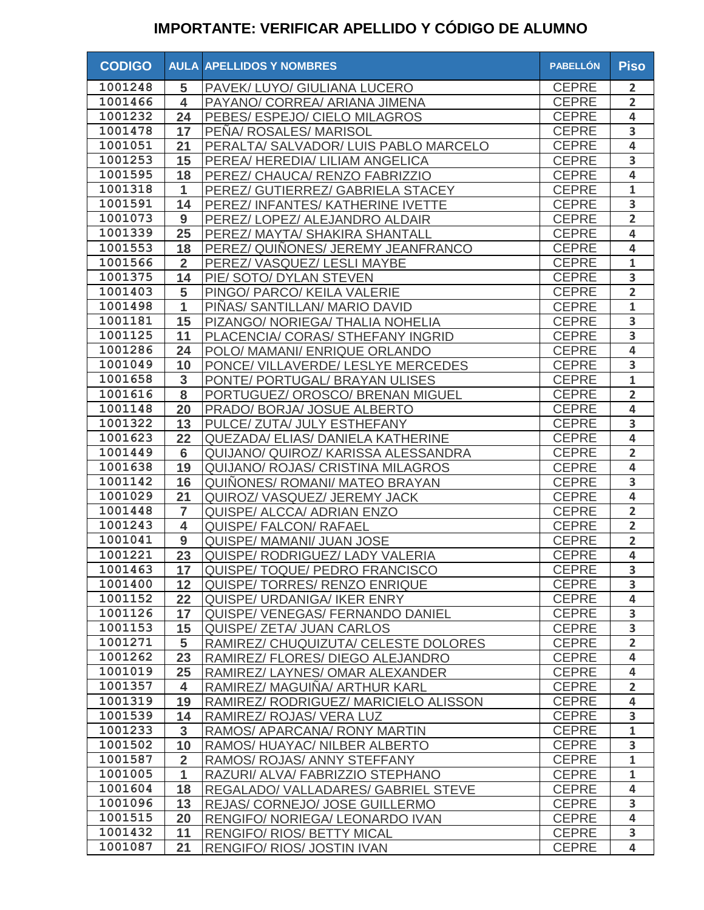## IMPORTANTE: VERIFICAR APELLIDO Y CÓDIGO DE ALUMNO

| CODIGO | AULA | APELLIDOS Y NOMBRES | PABELLÓN | Piso |
|---|---|---|---|---|
| 1001248 | 5 | PAVEK/ LUYO/ GIULIANA LUCERO | CEPRE | 2 |
| 1001466 | 4 | PAYANO/ CORREA/ ARIANA JIMENA | CEPRE | 2 |
| 1001232 | 24 | PEBES/ ESPEJO/ CIELO MILAGROS | CEPRE | 4 |
| 1001478 | 17 | PEÑA/ ROSALES/ MARISOL | CEPRE | 3 |
| 1001051 | 21 | PERALTA/ SALVADOR/ LUIS PABLO MARCELO | CEPRE | 4 |
| 1001253 | 15 | PEREA/ HEREDIA/ LILIAM ANGELICA | CEPRE | 3 |
| 1001595 | 18 | PEREZ/ CHAUCA/ RENZO FABRIZZIO | CEPRE | 4 |
| 1001318 | 1 | PEREZ/ GUTIERREZ/ GABRIELA STACEY | CEPRE | 1 |
| 1001591 | 14 | PEREZ/ INFANTES/ KATHERINE IVETTE | CEPRE | 3 |
| 1001073 | 9 | PEREZ/ LOPEZ/ ALEJANDRO ALDAIR | CEPRE | 2 |
| 1001339 | 25 | PEREZ/ MAYTA/ SHAKIRA SHANTALL | CEPRE | 4 |
| 1001553 | 18 | PEREZ/ QUIÑONES/ JEREMY JEANFRANCO | CEPRE | 4 |
| 1001566 | 2 | PEREZ/ VASQUEZ/ LESLI MAYBE | CEPRE | 1 |
| 1001375 | 14 | PIE/ SOTO/ DYLAN STEVEN | CEPRE | 3 |
| 1001403 | 5 | PINGO/ PARCO/ KEILA VALERIE | CEPRE | 2 |
| 1001498 | 1 | PIÑAS/ SANTILLAN/ MARIO DAVID | CEPRE | 1 |
| 1001181 | 15 | PIZANGO/ NORIEGA/ THALIA NOHELIA | CEPRE | 3 |
| 1001125 | 11 | PLACENCIA/ CORAS/ STHEFANY INGRID | CEPRE | 3 |
| 1001286 | 24 | POLO/ MAMANI/ ENRIQUE ORLANDO | CEPRE | 4 |
| 1001049 | 10 | PONCE/ VILLAVERDE/ LESLYE MERCEDES | CEPRE | 3 |
| 1001658 | 3 | PONTE/ PORTUGAL/ BRAYAN ULISES | CEPRE | 1 |
| 1001616 | 8 | PORTUGUEZ/ OROSCO/ BRENAN MIGUEL | CEPRE | 2 |
| 1001148 | 20 | PRADO/ BORJA/ JOSUE ALBERTO | CEPRE | 4 |
| 1001322 | 13 | PULCE/ ZUTA/ JULY ESTHEFANY | CEPRE | 3 |
| 1001623 | 22 | QUEZADA/ ELIAS/ DANIELA KATHERINE | CEPRE | 4 |
| 1001449 | 6 | QUIJANO/ QUIROZ/ KARISSA ALESSANDRA | CEPRE | 2 |
| 1001638 | 19 | QUIJANO/ ROJAS/ CRISTINA MILAGROS | CEPRE | 4 |
| 1001142 | 16 | QUIÑONES/ ROMANI/ MATEO BRAYAN | CEPRE | 3 |
| 1001029 | 21 | QUIROZ/ VASQUEZ/ JEREMY JACK | CEPRE | 4 |
| 1001448 | 7 | QUISPE/ ALCCA/ ADRIAN ENZO | CEPRE | 2 |
| 1001243 | 4 | QUISPE/ FALCON/ RAFAEL | CEPRE | 2 |
| 1001041 | 9 | QUISPE/ MAMANI/ JUAN JOSE | CEPRE | 2 |
| 1001221 | 23 | QUISPE/ RODRIGUEZ/ LADY VALERIA | CEPRE | 4 |
| 1001463 | 17 | QUISPE/ TOQUE/ PEDRO FRANCISCO | CEPRE | 3 |
| 1001400 | 12 | QUISPE/ TORRES/ RENZO ENRIQUE | CEPRE | 3 |
| 1001152 | 22 | QUISPE/ URDANIGA/ IKER ENRY | CEPRE | 4 |
| 1001126 | 17 | QUISPE/ VENEGAS/ FERNANDO DANIEL | CEPRE | 3 |
| 1001153 | 15 | QUISPE/ ZETA/ JUAN CARLOS | CEPRE | 3 |
| 1001271 | 5 | RAMIREZ/ CHUQUIZUTA/ CELESTE DOLORES | CEPRE | 2 |
| 1001262 | 23 | RAMIREZ/ FLORES/ DIEGO ALEJANDRO | CEPRE | 4 |
| 1001019 | 25 | RAMIREZ/ LAYNES/ OMAR ALEXANDER | CEPRE | 4 |
| 1001357 | 4 | RAMIREZ/ MAGUIÑA/ ARTHUR KARL | CEPRE | 2 |
| 1001319 | 19 | RAMIREZ/ RODRIGUEZ/ MARICIELO ALISSON | CEPRE | 4 |
| 1001539 | 14 | RAMIREZ/ ROJAS/ VERA LUZ | CEPRE | 3 |
| 1001233 | 3 | RAMOS/ APARCANA/ RONY MARTIN | CEPRE | 1 |
| 1001502 | 10 | RAMOS/ HUAYAC/ NILBER ALBERTO | CEPRE | 3 |
| 1001587 | 2 | RAMOS/ ROJAS/ ANNY STEFFANY | CEPRE | 1 |
| 1001005 | 1 | RAZURI/ ALVA/ FABRIZZIO STEPHANO | CEPRE | 1 |
| 1001604 | 18 | REGALADO/ VALLADARES/ GABRIEL STEVE | CEPRE | 4 |
| 1001096 | 13 | REJAS/ CORNEJO/ JOSE GUILLERMO | CEPRE | 3 |
| 1001515 | 20 | RENGIFO/ NORIEGA/ LEONARDO IVAN | CEPRE | 4 |
| 1001432 | 11 | RENGIFO/ RIOS/ BETTY MICAL | CEPRE | 3 |
| 1001087 | 21 | RENGIFO/ RIOS/ JOSTIN IVAN | CEPRE | 4 |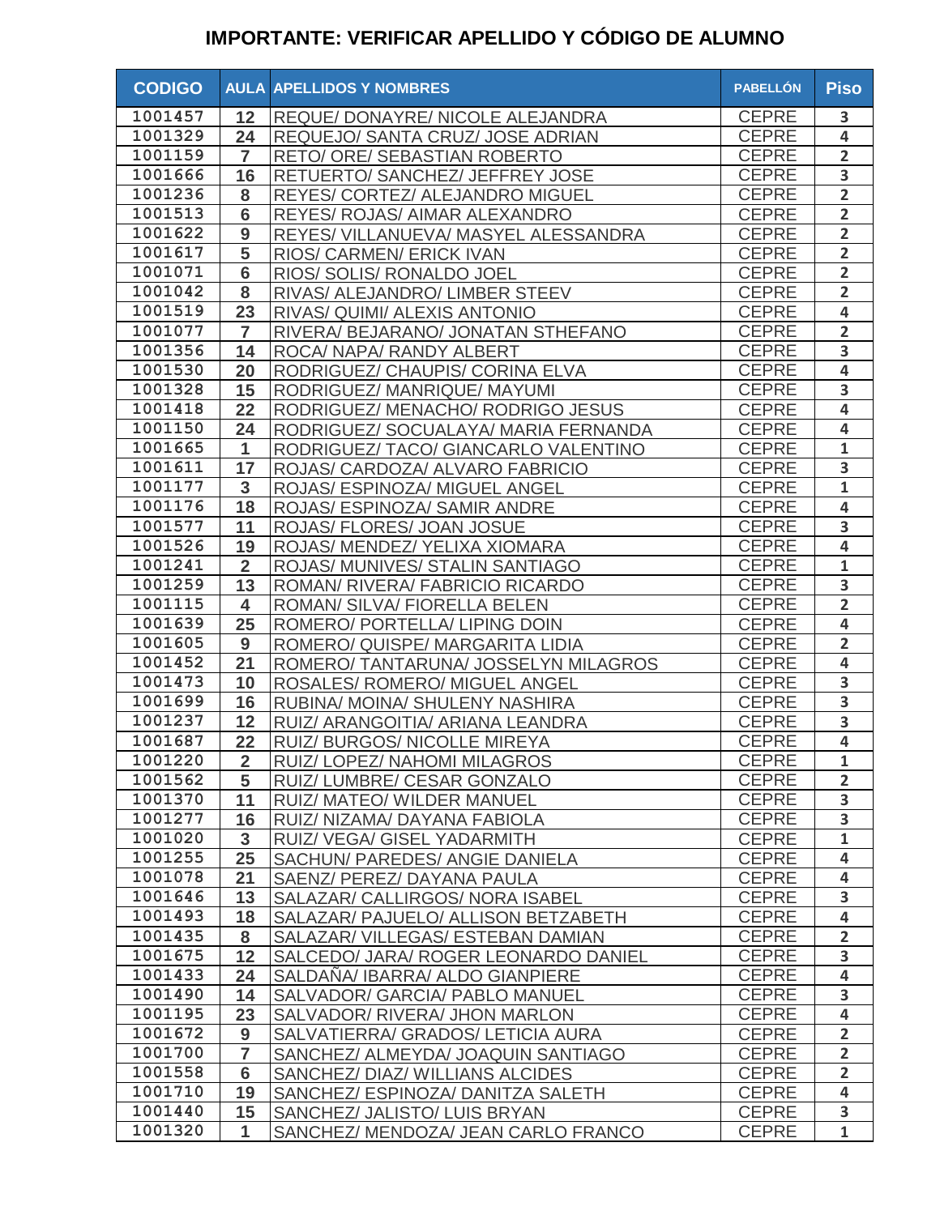## IMPORTANTE: VERIFICAR APELLIDO Y CÓDIGO DE ALUMNO

| CODIGO | AULA | APELLIDOS Y NOMBRES | PABELLÓN | Piso |
|---|---|---|---|---|
| 1001457 | 12 | REQUE/ DONAYRE/ NICOLE ALEJANDRA | CEPRE | 3 |
| 1001329 | 24 | REQUEJO/ SANTA CRUZ/ JOSE ADRIAN | CEPRE | 4 |
| 1001159 | 7 | RETO/ ORE/ SEBASTIAN ROBERTO | CEPRE | 2 |
| 1001666 | 16 | RETUERTO/ SANCHEZ/ JEFFREY JOSE | CEPRE | 3 |
| 1001236 | 8 | REYES/ CORTEZ/ ALEJANDRO MIGUEL | CEPRE | 2 |
| 1001513 | 6 | REYES/ ROJAS/ AIMAR ALEXANDRO | CEPRE | 2 |
| 1001622 | 9 | REYES/ VILLANUEVA/ MASYEL ALESSANDRA | CEPRE | 2 |
| 1001617 | 5 | RIOS/ CARMEN/ ERICK IVAN | CEPRE | 2 |
| 1001071 | 6 | RIOS/ SOLIS/ RONALDO JOEL | CEPRE | 2 |
| 1001042 | 8 | RIVAS/ ALEJANDRO/ LIMBER STEEV | CEPRE | 2 |
| 1001519 | 23 | RIVAS/ QUIMI/ ALEXIS ANTONIO | CEPRE | 4 |
| 1001077 | 7 | RIVERA/ BEJARANO/ JONATAN STHEFANO | CEPRE | 2 |
| 1001356 | 14 | ROCA/ NAPA/ RANDY ALBERT | CEPRE | 3 |
| 1001530 | 20 | RODRIGUEZ/ CHAUPIS/ CORINA ELVA | CEPRE | 4 |
| 1001328 | 15 | RODRIGUEZ/ MANRIQUE/ MAYUMI | CEPRE | 3 |
| 1001418 | 22 | RODRIGUEZ/ MENACHO/ RODRIGO JESUS | CEPRE | 4 |
| 1001150 | 24 | RODRIGUEZ/ SOCUALAYA/ MARIA FERNANDA | CEPRE | 4 |
| 1001665 | 1 | RODRIGUEZ/ TACO/ GIANCARLO VALENTINO | CEPRE | 1 |
| 1001611 | 17 | ROJAS/ CARDOZA/ ALVARO FABRICIO | CEPRE | 3 |
| 1001177 | 3 | ROJAS/ ESPINOZA/ MIGUEL ANGEL | CEPRE | 1 |
| 1001176 | 18 | ROJAS/ ESPINOZA/ SAMIR ANDRE | CEPRE | 4 |
| 1001577 | 11 | ROJAS/ FLORES/ JOAN JOSUE | CEPRE | 3 |
| 1001526 | 19 | ROJAS/ MENDEZ/ YELIXA XIOMARA | CEPRE | 4 |
| 1001241 | 2 | ROJAS/ MUNIVES/ STALIN SANTIAGO | CEPRE | 1 |
| 1001259 | 13 | ROMAN/ RIVERA/ FABRICIO RICARDO | CEPRE | 3 |
| 1001115 | 4 | ROMAN/ SILVA/ FIORELLA BELEN | CEPRE | 2 |
| 1001639 | 25 | ROMERO/ PORTELLA/ LIPING DOIN | CEPRE | 4 |
| 1001605 | 9 | ROMERO/ QUISPE/ MARGARITA LIDIA | CEPRE | 2 |
| 1001452 | 21 | ROMERO/ TANTARUNA/ JOSSELYN MILAGROS | CEPRE | 4 |
| 1001473 | 10 | ROSALES/ ROMERO/ MIGUEL ANGEL | CEPRE | 3 |
| 1001699 | 16 | RUBINA/ MOINA/ SHULENY NASHIRA | CEPRE | 3 |
| 1001237 | 12 | RUIZ/ ARANGOITIA/ ARIANA LEANDRA | CEPRE | 3 |
| 1001687 | 22 | RUIZ/ BURGOS/ NICOLLE MIREYA | CEPRE | 4 |
| 1001220 | 2 | RUIZ/ LOPEZ/ NAHOMI MILAGROS | CEPRE | 1 |
| 1001562 | 5 | RUIZ/ LUMBRE/ CESAR GONZALO | CEPRE | 2 |
| 1001370 | 11 | RUIZ/ MATEO/ WILDER MANUEL | CEPRE | 3 |
| 1001277 | 16 | RUIZ/ NIZAMA/ DAYANA FABIOLA | CEPRE | 3 |
| 1001020 | 3 | RUIZ/ VEGA/ GISEL YADARMITH | CEPRE | 1 |
| 1001255 | 25 | SACHUN/ PAREDES/ ANGIE DANIELA | CEPRE | 4 |
| 1001078 | 21 | SAENZ/ PEREZ/ DAYANA PAULA | CEPRE | 4 |
| 1001646 | 13 | SALAZAR/ CALLIRGOS/ NORA ISABEL | CEPRE | 3 |
| 1001493 | 18 | SALAZAR/ PAJUELO/ ALLISON BETZABETH | CEPRE | 4 |
| 1001435 | 8 | SALAZAR/ VILLEGAS/ ESTEBAN DAMIAN | CEPRE | 2 |
| 1001675 | 12 | SALCEDO/ JARA/ ROGER LEONARDO DANIEL | CEPRE | 3 |
| 1001433 | 24 | SALDAÑA/ IBARRA/ ALDO GIANPIERE | CEPRE | 4 |
| 1001490 | 14 | SALVADOR/ GARCIA/ PABLO MANUEL | CEPRE | 3 |
| 1001195 | 23 | SALVADOR/ RIVERA/ JHON MARLON | CEPRE | 4 |
| 1001672 | 9 | SALVATIERRA/ GRADOS/ LETICIA AURA | CEPRE | 2 |
| 1001700 | 7 | SANCHEZ/ ALMEYDA/ JOAQUIN SANTIAGO | CEPRE | 2 |
| 1001558 | 6 | SANCHEZ/ DIAZ/ WILLIANS ALCIDES | CEPRE | 2 |
| 1001710 | 19 | SANCHEZ/ ESPINOZA/ DANITZA SALETH | CEPRE | 4 |
| 1001440 | 15 | SANCHEZ/ JALISTO/ LUIS BRYAN | CEPRE | 3 |
| 1001320 | 1 | SANCHEZ/ MENDOZA/ JEAN CARLO FRANCO | CEPRE | 1 |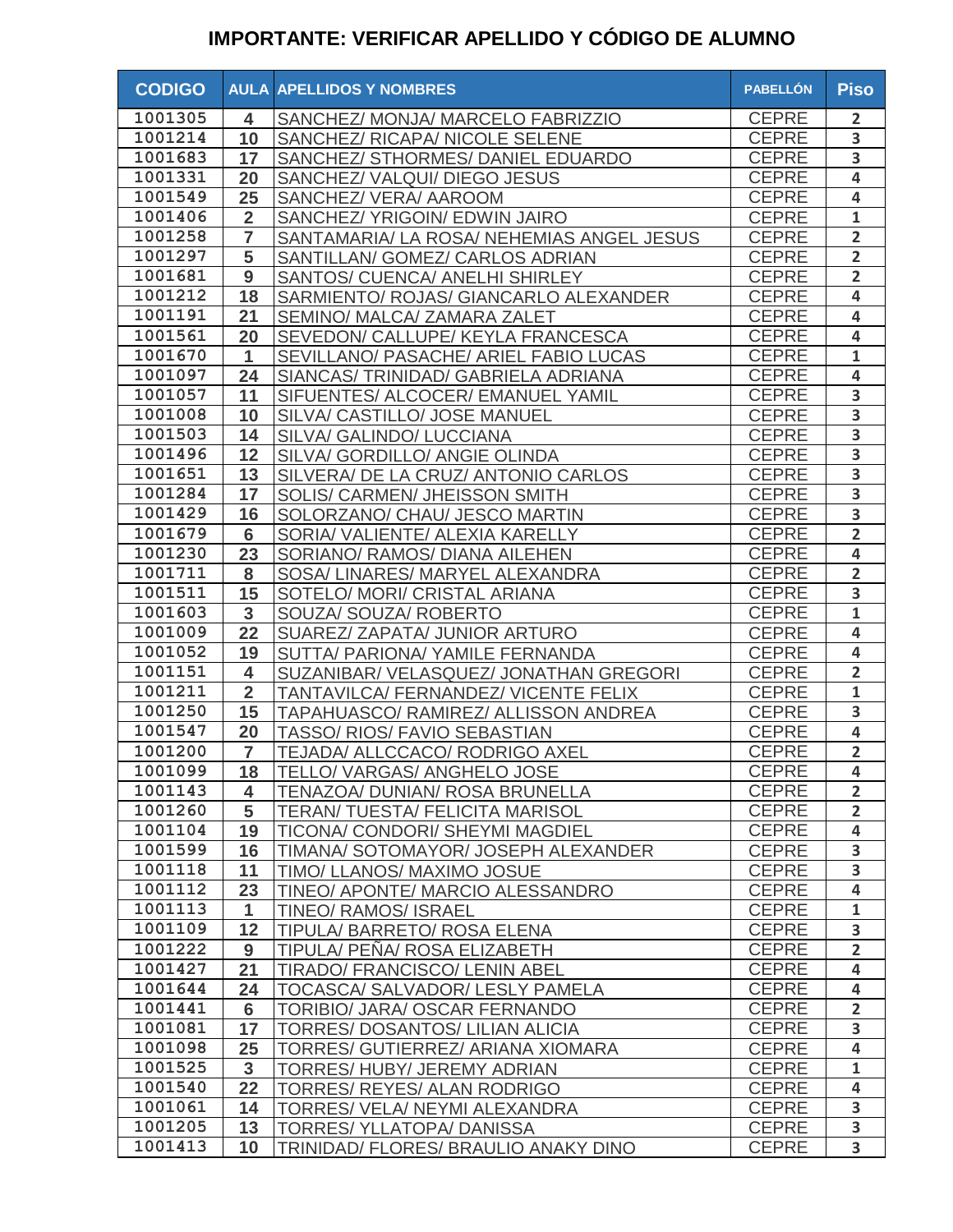## IMPORTANTE: VERIFICAR APELLIDO Y CÓDIGO DE ALUMNO

| CODIGO | AULA | APELLIDOS Y NOMBRES | PABELLÓN | Piso |
|---|---|---|---|---|
| 1001305 | 4 | SANCHEZ/ MONJA/ MARCELO FABRIZZIO | CEPRE | 2 |
| 1001214 | 10 | SANCHEZ/ RICAPA/ NICOLE SELENE | CEPRE | 3 |
| 1001683 | 17 | SANCHEZ/ STHORMES/ DANIEL EDUARDO | CEPRE | 3 |
| 1001331 | 20 | SANCHEZ/ VALQUI/ DIEGO JESUS | CEPRE | 4 |
| 1001549 | 25 | SANCHEZ/ VERA/ AAROOM | CEPRE | 4 |
| 1001406 | 2 | SANCHEZ/ YRIGOIN/ EDWIN JAIRO | CEPRE | 1 |
| 1001258 | 7 | SANTAMARIA/ LA ROSA/ NEHEMIAS ANGEL JESUS | CEPRE | 2 |
| 1001297 | 5 | SANTILLAN/ GOMEZ/ CARLOS ADRIAN | CEPRE | 2 |
| 1001681 | 9 | SANTOS/ CUENCA/ ANELHI SHIRLEY | CEPRE | 2 |
| 1001212 | 18 | SARMIENTO/ ROJAS/ GIANCARLO ALEXANDER | CEPRE | 4 |
| 1001191 | 21 | SEMINO/ MALCA/ ZAMARA ZALET | CEPRE | 4 |
| 1001561 | 20 | SEVEDON/ CALLUPE/ KEYLA FRANCESCA | CEPRE | 4 |
| 1001670 | 1 | SEVILLANO/ PASACHE/ ARIEL FABIO LUCAS | CEPRE | 1 |
| 1001097 | 24 | SIANCAS/ TRINIDAD/ GABRIELA ADRIANA | CEPRE | 4 |
| 1001057 | 11 | SIFUENTES/ ALCOCER/ EMANUEL YAMIL | CEPRE | 3 |
| 1001008 | 10 | SILVA/ CASTILLO/ JOSE MANUEL | CEPRE | 3 |
| 1001503 | 14 | SILVA/ GALINDO/ LUCCIANA | CEPRE | 3 |
| 1001496 | 12 | SILVA/ GORDILLO/ ANGIE OLINDA | CEPRE | 3 |
| 1001651 | 13 | SILVERA/ DE LA CRUZ/ ANTONIO CARLOS | CEPRE | 3 |
| 1001284 | 17 | SOLIS/ CARMEN/ JHEISSON SMITH | CEPRE | 3 |
| 1001429 | 16 | SOLORZANO/ CHAU/ JESCO MARTIN | CEPRE | 3 |
| 1001679 | 6 | SORIA/ VALIENTE/ ALEXIA KARELLY | CEPRE | 2 |
| 1001230 | 23 | SORIANO/ RAMOS/ DIANA AILEHEN | CEPRE | 4 |
| 1001711 | 8 | SOSA/ LINARES/ MARYEL ALEXANDRA | CEPRE | 2 |
| 1001511 | 15 | SOTELO/ MORI/ CRISTAL ARIANA | CEPRE | 3 |
| 1001603 | 3 | SOUZA/ SOUZA/ ROBERTO | CEPRE | 1 |
| 1001009 | 22 | SUAREZ/ ZAPATA/ JUNIOR ARTURO | CEPRE | 4 |
| 1001052 | 19 | SUTTA/ PARIONA/ YAMILE FERNANDA | CEPRE | 4 |
| 1001151 | 4 | SUZANIBAR/ VELASQUEZ/ JONATHAN GREGORI | CEPRE | 2 |
| 1001211 | 2 | TANTAVILCA/ FERNANDEZ/ VICENTE FELIX | CEPRE | 1 |
| 1001250 | 15 | TAPAHUASCO/ RAMIREZ/ ALLISSON ANDREA | CEPRE | 3 |
| 1001547 | 20 | TASSO/ RIOS/ FAVIO SEBASTIAN | CEPRE | 4 |
| 1001200 | 7 | TEJADA/ ALLCCACO/ RODRIGO AXEL | CEPRE | 2 |
| 1001099 | 18 | TELLO/ VARGAS/ ANGHELO JOSE | CEPRE | 4 |
| 1001143 | 4 | TENAZOA/ DUNIAN/ ROSA BRUNELLA | CEPRE | 2 |
| 1001260 | 5 | TERAN/ TUESTA/ FELICITA MARISOL | CEPRE | 2 |
| 1001104 | 19 | TICONA/ CONDORI/ SHEYMI MAGDIEL | CEPRE | 4 |
| 1001599 | 16 | TIMANA/ SOTOMAYOR/ JOSEPH ALEXANDER | CEPRE | 3 |
| 1001118 | 11 | TIMO/ LLANOS/ MAXIMO JOSUE | CEPRE | 3 |
| 1001112 | 23 | TINEO/ APONTE/ MARCIO ALESSANDRO | CEPRE | 4 |
| 1001113 | 1 | TINEO/ RAMOS/ ISRAEL | CEPRE | 1 |
| 1001109 | 12 | TIPULA/ BARRETO/ ROSA ELENA | CEPRE | 3 |
| 1001222 | 9 | TIPULA/ PEÑA/ ROSA ELIZABETH | CEPRE | 2 |
| 1001427 | 21 | TIRADO/ FRANCISCO/ LENIN ABEL | CEPRE | 4 |
| 1001644 | 24 | TOCASCA/ SALVADOR/ LESLY PAMELA | CEPRE | 4 |
| 1001441 | 6 | TORIBIO/ JARA/ OSCAR FERNANDO | CEPRE | 2 |
| 1001081 | 17 | TORRES/ DOSANTOS/ LILIAN ALICIA | CEPRE | 3 |
| 1001098 | 25 | TORRES/ GUTIERREZ/ ARIANA XIOMARA | CEPRE | 4 |
| 1001525 | 3 | TORRES/ HUBY/ JEREMY ADRIAN | CEPRE | 1 |
| 1001540 | 22 | TORRES/ REYES/ ALAN RODRIGO | CEPRE | 4 |
| 1001061 | 14 | TORRES/ VELA/ NEYMI ALEXANDRA | CEPRE | 3 |
| 1001205 | 13 | TORRES/ YLLATOPA/ DANISSA | CEPRE | 3 |
| 1001413 | 10 | TRINIDAD/ FLORES/ BRAULIO ANAKY DINO | CEPRE | 3 |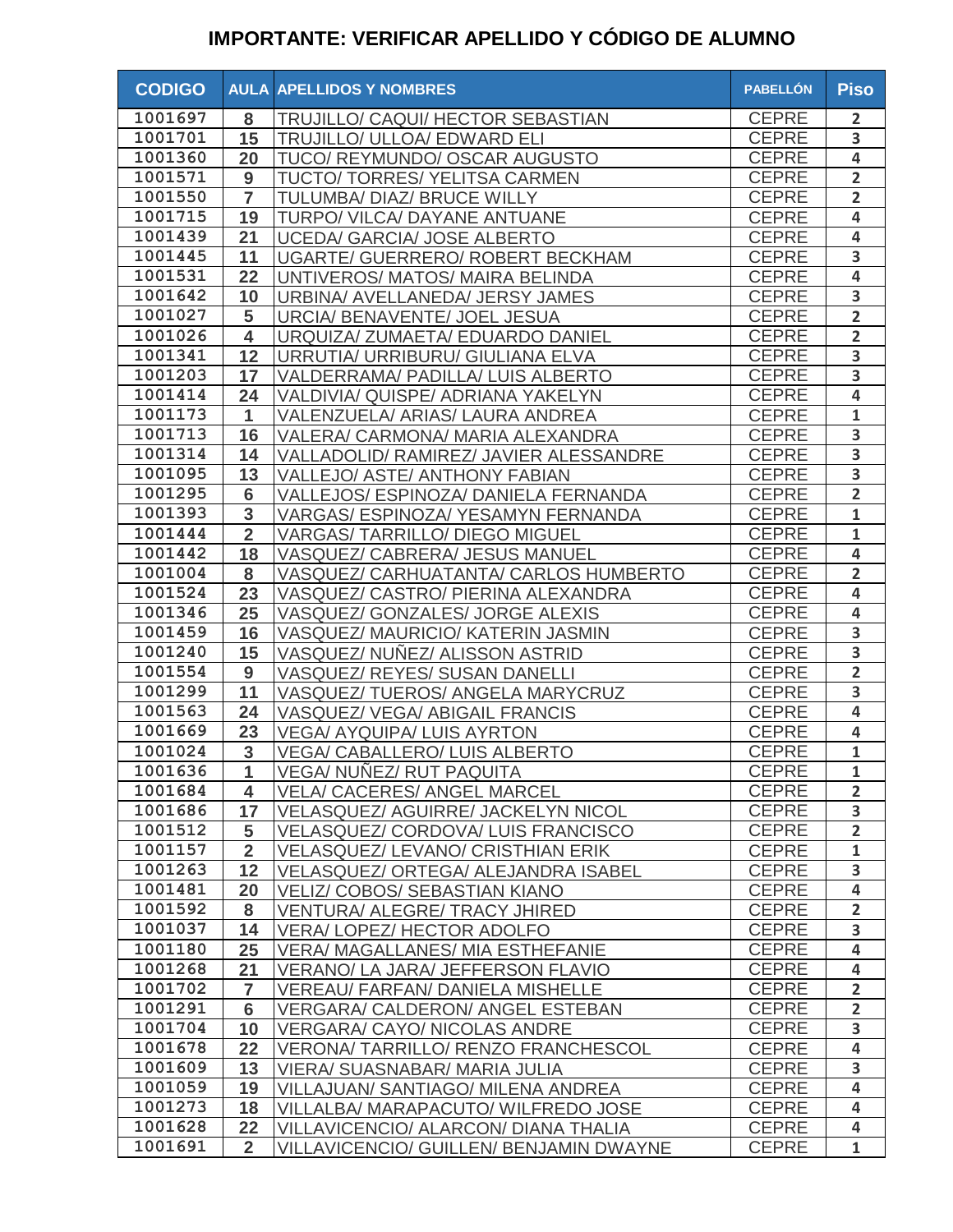## IMPORTANTE: VERIFICAR APELLIDO Y CÓDIGO DE ALUMNO

| CODIGO | AULA | APELLIDOS Y NOMBRES | PABELLÓN | Piso |
|---|---|---|---|---|
| 1001697 | 8 | TRUJILLO/ CAQUI/ HECTOR SEBASTIAN | CEPRE | 2 |
| 1001701 | 15 | TRUJILLO/ ULLOA/ EDWARD ELI | CEPRE | 3 |
| 1001360 | 20 | TUCO/ REYMUNDO/ OSCAR AUGUSTO | CEPRE | 4 |
| 1001571 | 9 | TUCTO/ TORRES/ YELITSA CARMEN | CEPRE | 2 |
| 1001550 | 7 | TULUMBA/ DIAZ/ BRUCE WILLY | CEPRE | 2 |
| 1001715 | 19 | TURPO/ VILCA/ DAYANE ANTUANE | CEPRE | 4 |
| 1001439 | 21 | UCEDA/ GARCIA/ JOSE ALBERTO | CEPRE | 4 |
| 1001445 | 11 | UGARTE/ GUERRERO/ ROBERT BECKHAM | CEPRE | 3 |
| 1001531 | 22 | UNTIVEROS/ MATOS/ MAIRA BELINDA | CEPRE | 4 |
| 1001642 | 10 | URBINA/ AVELLANEDA/ JERSY JAMES | CEPRE | 3 |
| 1001027 | 5 | URCIA/ BENAVENTE/ JOEL JESUA | CEPRE | 2 |
| 1001026 | 4 | URQUIZA/ ZUMAETA/ EDUARDO DANIEL | CEPRE | 2 |
| 1001341 | 12 | URRUTIA/ URRIBURU/ GIULIANA ELVA | CEPRE | 3 |
| 1001203 | 17 | VALDERRAMA/ PADILLA/ LUIS ALBERTO | CEPRE | 3 |
| 1001414 | 24 | VALDIVIA/ QUISPE/ ADRIANA YAKELYN | CEPRE | 4 |
| 1001173 | 1 | VALENZUELA/ ARIAS/ LAURA ANDREA | CEPRE | 1 |
| 1001713 | 16 | VALERA/ CARMONA/ MARIA ALEXANDRA | CEPRE | 3 |
| 1001314 | 14 | VALLADOLID/ RAMIREZ/ JAVIER ALESSANDRE | CEPRE | 3 |
| 1001095 | 13 | VALLEJO/ ASTE/ ANTHONY FABIAN | CEPRE | 3 |
| 1001295 | 6 | VALLEJOS/ ESPINOZA/ DANIELA FERNANDA | CEPRE | 2 |
| 1001393 | 3 | VARGAS/ ESPINOZA/ YESAMYN FERNANDA | CEPRE | 1 |
| 1001444 | 2 | VARGAS/ TARRILLO/ DIEGO MIGUEL | CEPRE | 1 |
| 1001442 | 18 | VASQUEZ/ CABRERA/ JESUS MANUEL | CEPRE | 4 |
| 1001004 | 8 | VASQUEZ/ CARHUATANTA/ CARLOS HUMBERTO | CEPRE | 2 |
| 1001524 | 23 | VASQUEZ/ CASTRO/ PIERINA ALEXANDRA | CEPRE | 4 |
| 1001346 | 25 | VASQUEZ/ GONZALES/ JORGE ALEXIS | CEPRE | 4 |
| 1001459 | 16 | VASQUEZ/ MAURICIO/ KATERIN JASMIN | CEPRE | 3 |
| 1001240 | 15 | VASQUEZ/ NUÑEZ/ ALISSON ASTRID | CEPRE | 3 |
| 1001554 | 9 | VASQUEZ/ REYES/ SUSAN DANELLI | CEPRE | 2 |
| 1001299 | 11 | VASQUEZ/ TUEROS/ ANGELA MARYCRUZ | CEPRE | 3 |
| 1001563 | 24 | VASQUEZ/ VEGA/ ABIGAIL FRANCIS | CEPRE | 4 |
| 1001669 | 23 | VEGA/ AYQUIPA/ LUIS AYRTON | CEPRE | 4 |
| 1001024 | 3 | VEGA/ CABALLERO/ LUIS ALBERTO | CEPRE | 1 |
| 1001636 | 1 | VEGA/ NUÑEZ/ RUT PAQUITA | CEPRE | 1 |
| 1001684 | 4 | VELA/ CACERES/ ANGEL MARCEL | CEPRE | 2 |
| 1001686 | 17 | VELASQUEZ/ AGUIRRE/ JACKELYN NICOL | CEPRE | 3 |
| 1001512 | 5 | VELASQUEZ/ CORDOVA/ LUIS FRANCISCO | CEPRE | 2 |
| 1001157 | 2 | VELASQUEZ/ LEVANO/ CRISTHIAN ERIK | CEPRE | 1 |
| 1001263 | 12 | VELASQUEZ/ ORTEGA/ ALEJANDRA ISABEL | CEPRE | 3 |
| 1001481 | 20 | VELIZ/ COBOS/ SEBASTIAN KIANO | CEPRE | 4 |
| 1001592 | 8 | VENTURA/ ALEGRE/ TRACY JHIRED | CEPRE | 2 |
| 1001037 | 14 | VERA/ LOPEZ/ HECTOR ADOLFO | CEPRE | 3 |
| 1001180 | 25 | VERA/ MAGALLANES/ MIA ESTHEFANIE | CEPRE | 4 |
| 1001268 | 21 | VERANO/ LA JARA/ JEFFERSON FLAVIO | CEPRE | 4 |
| 1001702 | 7 | VEREAU/ FARFAN/ DANIELA MISHELLE | CEPRE | 2 |
| 1001291 | 6 | VERGARA/ CALDERON/ ANGEL ESTEBAN | CEPRE | 2 |
| 1001704 | 10 | VERGARA/ CAYO/ NICOLAS ANDRE | CEPRE | 3 |
| 1001678 | 22 | VERONA/ TARRILLO/ RENZO FRANCHESCOL | CEPRE | 4 |
| 1001609 | 13 | VIERA/ SUASNABAR/ MARIA JULIA | CEPRE | 3 |
| 1001059 | 19 | VILLAJUAN/ SANTIAGO/ MILENA ANDREA | CEPRE | 4 |
| 1001273 | 18 | VILLALBA/ MARAPACUTO/ WILFREDO JOSE | CEPRE | 4 |
| 1001628 | 22 | VILLAVICENCIO/ ALARCON/ DIANA THALIA | CEPRE | 4 |
| 1001691 | 2 | VILLAVICENCIO/ GUILLEN/ BENJAMIN DWAYNE | CEPRE | 1 |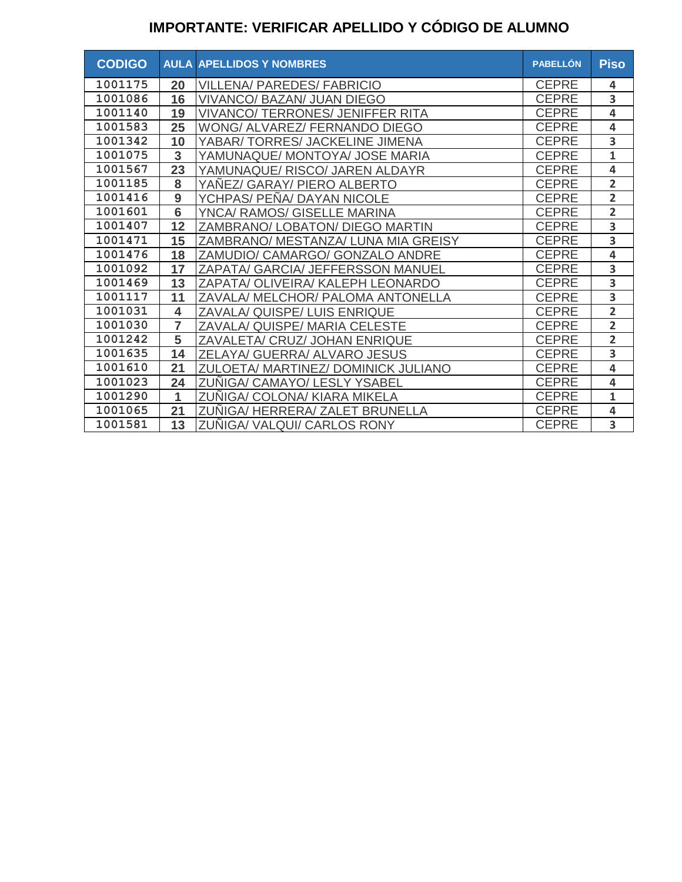## IMPORTANTE: VERIFICAR APELLIDO Y CÓDIGO DE ALUMNO

| CODIGO | AULA | APELLIDOS Y NOMBRES | PABELLÓN | Piso |
|---|---|---|---|---|
| 1001175 | 20 | VILLENA/ PAREDES/ FABRICIO | CEPRE | 4 |
| 1001086 | 16 | VIVANCO/ BAZAN/ JUAN DIEGO | CEPRE | 3 |
| 1001140 | 19 | VIVANCO/ TERRONES/ JENIFFER RITA | CEPRE | 4 |
| 1001583 | 25 | WONG/ ALVAREZ/ FERNANDO DIEGO | CEPRE | 4 |
| 1001342 | 10 | YABAR/ TORRES/ JACKELINE JIMENA | CEPRE | 3 |
| 1001075 | 3 | YAMUNAQUE/ MONTOYA/ JOSE MARIA | CEPRE | 1 |
| 1001567 | 23 | YAMUNAQUE/ RISCO/ JAREN ALDAYR | CEPRE | 4 |
| 1001185 | 8 | YAÑEZ/ GARAY/ PIERO ALBERTO | CEPRE | 2 |
| 1001416 | 9 | YCHPAS/ PEÑA/ DAYAN NICOLE | CEPRE | 2 |
| 1001601 | 6 | YNCA/ RAMOS/ GISELLE MARINA | CEPRE | 2 |
| 1001407 | 12 | ZAMBRANO/ LOBATON/ DIEGO MARTIN | CEPRE | 3 |
| 1001471 | 15 | ZAMBRANO/ MESTANZA/ LUNA MIA GREISY | CEPRE | 3 |
| 1001476 | 18 | ZAMUDIO/ CAMARGO/ GONZALO ANDRE | CEPRE | 4 |
| 1001092 | 17 | ZAPATA/ GARCIA/ JEFFERSSON MANUEL | CEPRE | 3 |
| 1001469 | 13 | ZAPATA/ OLIVEIRA/ KALEPH LEONARDO | CEPRE | 3 |
| 1001117 | 11 | ZAVALA/ MELCHOR/ PALOMA ANTONELLA | CEPRE | 3 |
| 1001031 | 4 | ZAVALA/ QUISPE/ LUIS ENRIQUE | CEPRE | 2 |
| 1001030 | 7 | ZAVALA/ QUISPE/ MARIA CELESTE | CEPRE | 2 |
| 1001242 | 5 | ZAVALETA/ CRUZ/ JOHAN ENRIQUE | CEPRE | 2 |
| 1001635 | 14 | ZELAYA/ GUERRA/ ALVARO JESUS | CEPRE | 3 |
| 1001610 | 21 | ZULOETA/ MARTINEZ/ DOMINICK JULIANO | CEPRE | 4 |
| 1001023 | 24 | ZUÑIGA/ CAMAYO/ LESLY YSABEL | CEPRE | 4 |
| 1001290 | 1 | ZUÑIGA/ COLONA/ KIARA MIKELA | CEPRE | 1 |
| 1001065 | 21 | ZUÑIGA/ HERRERA/ ZALET BRUNELLA | CEPRE | 4 |
| 1001581 | 13 | ZUÑIGA/ VALQUI/ CARLOS RONY | CEPRE | 3 |